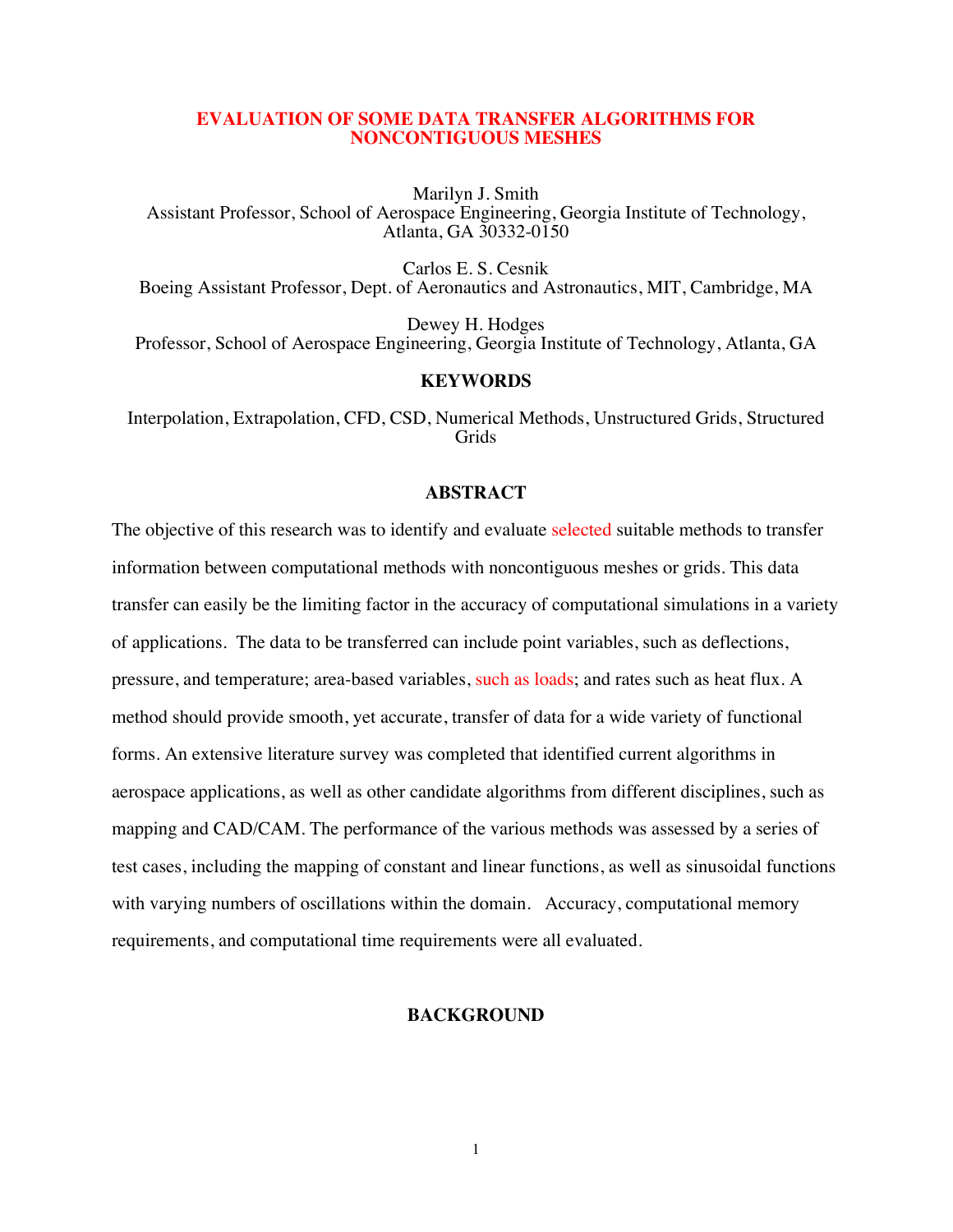# EVALUATION OF SOME DATA TRANSFER ALGORITHMS FOR NONCONTIGUOUS MESHES

Marilyn J. Smith
Assistant Professor, School of Aerospace Engineering, Georgia Institute of Technology, Atlanta, GA 30332-0150

Carlos E. S. Cesnik
Boeing Assistant Professor, Dept. of Aeronautics and Astronautics, MIT, Cambridge, MA

Dewey H. Hodges
Professor, School of Aerospace Engineering, Georgia Institute of Technology, Atlanta, GA

## KEYWORDS

Interpolation, Extrapolation, CFD, CSD, Numerical Methods, Unstructured Grids, Structured Grids

## ABSTRACT

The objective of this research was to identify and evaluate selected suitable methods to transfer information between computational methods with noncontiguous meshes or grids. This data transfer can easily be the limiting factor in the accuracy of computational simulations in a variety of applications. The data to be transferred can include point variables, such as deflections, pressure, and temperature; area-based variables, such as loads; and rates such as heat flux. A method should provide smooth, yet accurate, transfer of data for a wide variety of functional forms. An extensive literature survey was completed that identified current algorithms in aerospace applications, as well as other candidate algorithms from different disciplines, such as mapping and CAD/CAM. The performance of the various methods was assessed by a series of test cases, including the mapping of constant and linear functions, as well as sinusoidal functions with varying numbers of oscillations within the domain. Accuracy, computational memory requirements, and computational time requirements were all evaluated.

## BACKGROUND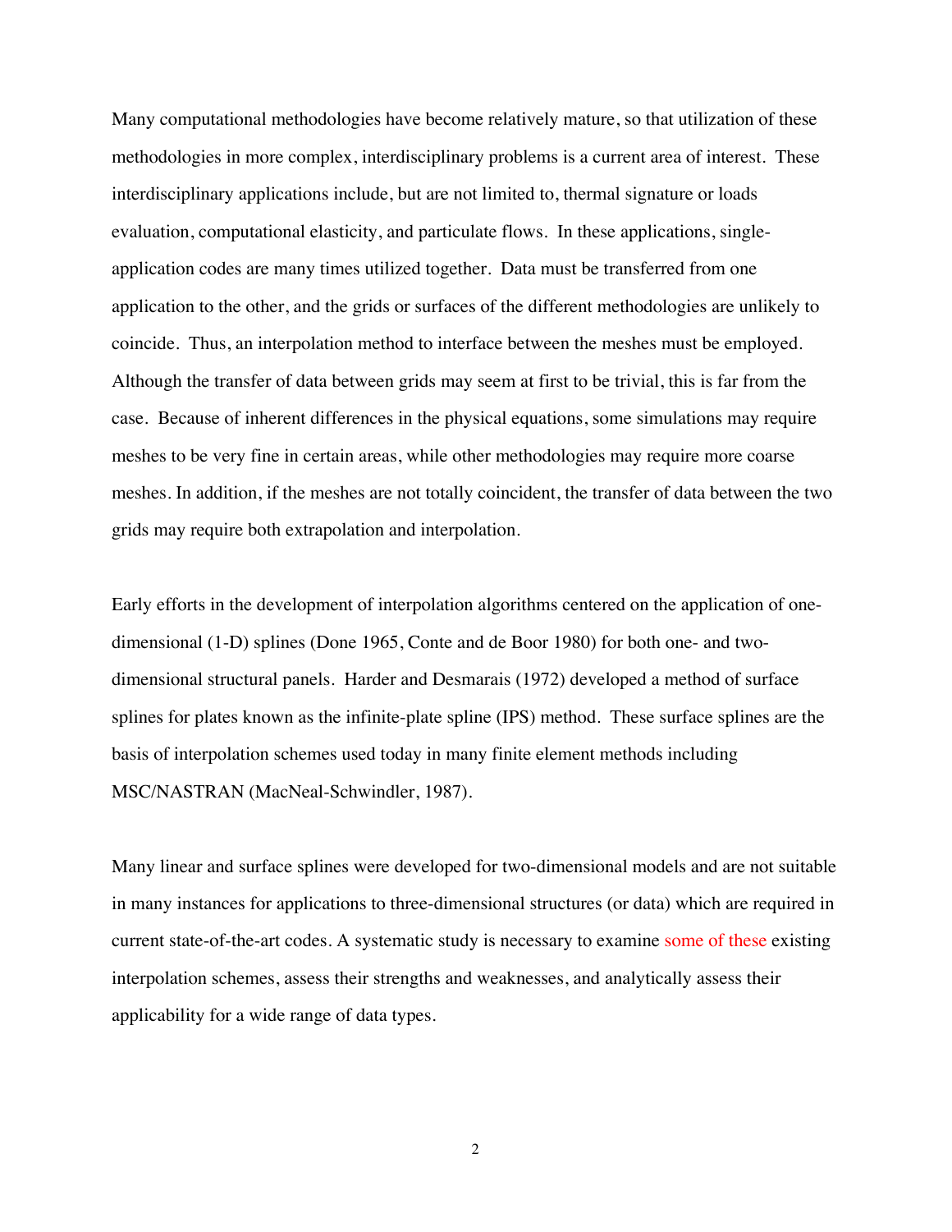Many computational methodologies have become relatively mature, so that utilization of these methodologies in more complex, interdisciplinary problems is a current area of interest. These interdisciplinary applications include, but are not limited to, thermal signature or loads evaluation, computational elasticity, and particulate flows. In these applications, single-application codes are many times utilized together. Data must be transferred from one application to the other, and the grids or surfaces of the different methodologies are unlikely to coincide. Thus, an interpolation method to interface between the meshes must be employed. Although the transfer of data between grids may seem at first to be trivial, this is far from the case. Because of inherent differences in the physical equations, some simulations may require meshes to be very fine in certain areas, while other methodologies may require more coarse meshes. In addition, if the meshes are not totally coincident, the transfer of data between the two grids may require both extrapolation and interpolation.

Early efforts in the development of interpolation algorithms centered on the application of one-dimensional (1-D) splines (Done 1965, Conte and de Boor 1980) for both one- and two-dimensional structural panels. Harder and Desmarais (1972) developed a method of surface splines for plates known as the infinite-plate spline (IPS) method. These surface splines are the basis of interpolation schemes used today in many finite element methods including MSC/NASTRAN (MacNeal-Schwindler, 1987).

Many linear and surface splines were developed for two-dimensional models and are not suitable in many instances for applications to three-dimensional structures (or data) which are required in current state-of-the-art codes. A systematic study is necessary to examine some of these existing interpolation schemes, assess their strengths and weaknesses, and analytically assess their applicability for a wide range of data types.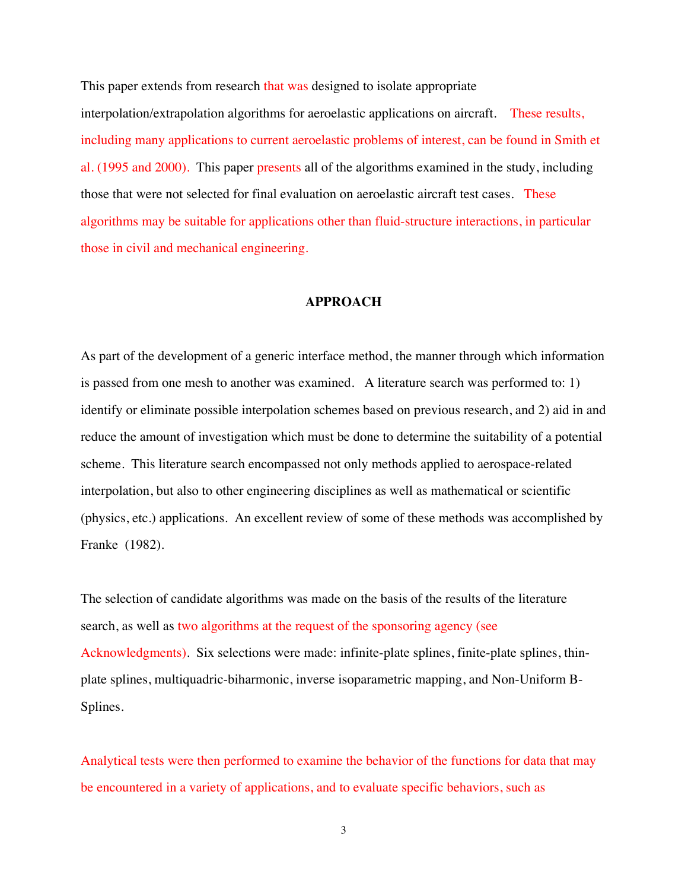This paper extends from research that was designed to isolate appropriate interpolation/extrapolation algorithms for aeroelastic applications on aircraft. These results, including many applications to current aeroelastic problems of interest, can be found in Smith et al. (1995 and 2000). This paper presents all of the algorithms examined in the study, including those that were not selected for final evaluation on aeroelastic aircraft test cases. These algorithms may be suitable for applications other than fluid-structure interactions, in particular those in civil and mechanical engineering.

## APPROACH

As part of the development of a generic interface method, the manner through which information is passed from one mesh to another was examined. A literature search was performed to: 1) identify or eliminate possible interpolation schemes based on previous research, and 2) aid in and reduce the amount of investigation which must be done to determine the suitability of a potential scheme. This literature search encompassed not only methods applied to aerospace-related interpolation, but also to other engineering disciplines as well as mathematical or scientific (physics, etc.) applications. An excellent review of some of these methods was accomplished by Franke (1982).

The selection of candidate algorithms was made on the basis of the results of the literature search, as well as two algorithms at the request of the sponsoring agency (see Acknowledgments). Six selections were made: infinite-plate splines, finite-plate splines, thin-plate splines, multiquadric-biharmonic, inverse isoparametric mapping, and Non-Uniform B-Splines.

Analytical tests were then performed to examine the behavior of the functions for data that may be encountered in a variety of applications, and to evaluate specific behaviors, such as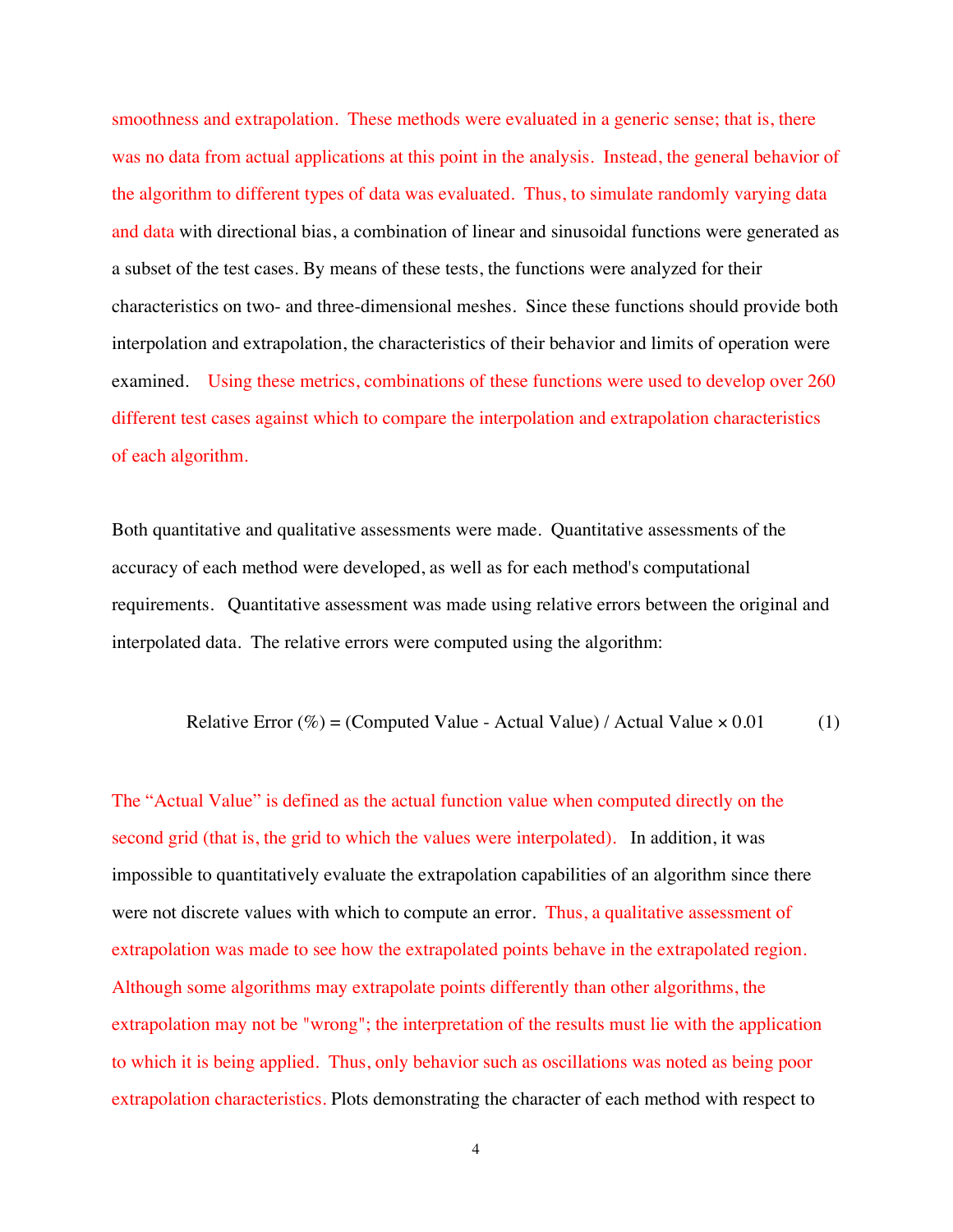smoothness and extrapolation. These methods were evaluated in a generic sense; that is, there was no data from actual applications at this point in the analysis. Instead, the general behavior of the algorithm to different types of data was evaluated. Thus, to simulate randomly varying data and data with directional bias, a combination of linear and sinusoidal functions were generated as a subset of the test cases. By means of these tests, the functions were analyzed for their characteristics on two- and three-dimensional meshes. Since these functions should provide both interpolation and extrapolation, the characteristics of their behavior and limits of operation were examined. Using these metrics, combinations of these functions were used to develop over 260 different test cases against which to compare the interpolation and extrapolation characteristics of each algorithm.

Both quantitative and qualitative assessments were made. Quantitative assessments of the accuracy of each method were developed, as well as for each method's computational requirements. Quantitative assessment was made using relative errors between the original and interpolated data. The relative errors were computed using the algorithm:

$$\text{Relative Error (\%)} = (\text{Computed Value} - \text{Actual Value}) / \text{Actual Value} \times 0.01 \qquad (1)$$

The "Actual Value" is defined as the actual function value when computed directly on the second grid (that is, the grid to which the values were interpolated). In addition, it was impossible to quantitatively evaluate the extrapolation capabilities of an algorithm since there were not discrete values with which to compute an error. Thus, a qualitative assessment of extrapolation was made to see how the extrapolated points behave in the extrapolated region. Although some algorithms may extrapolate points differently than other algorithms, the extrapolation may not be "wrong"; the interpretation of the results must lie with the application to which it is being applied. Thus, only behavior such as oscillations was noted as being poor extrapolation characteristics. Plots demonstrating the character of each method with respect to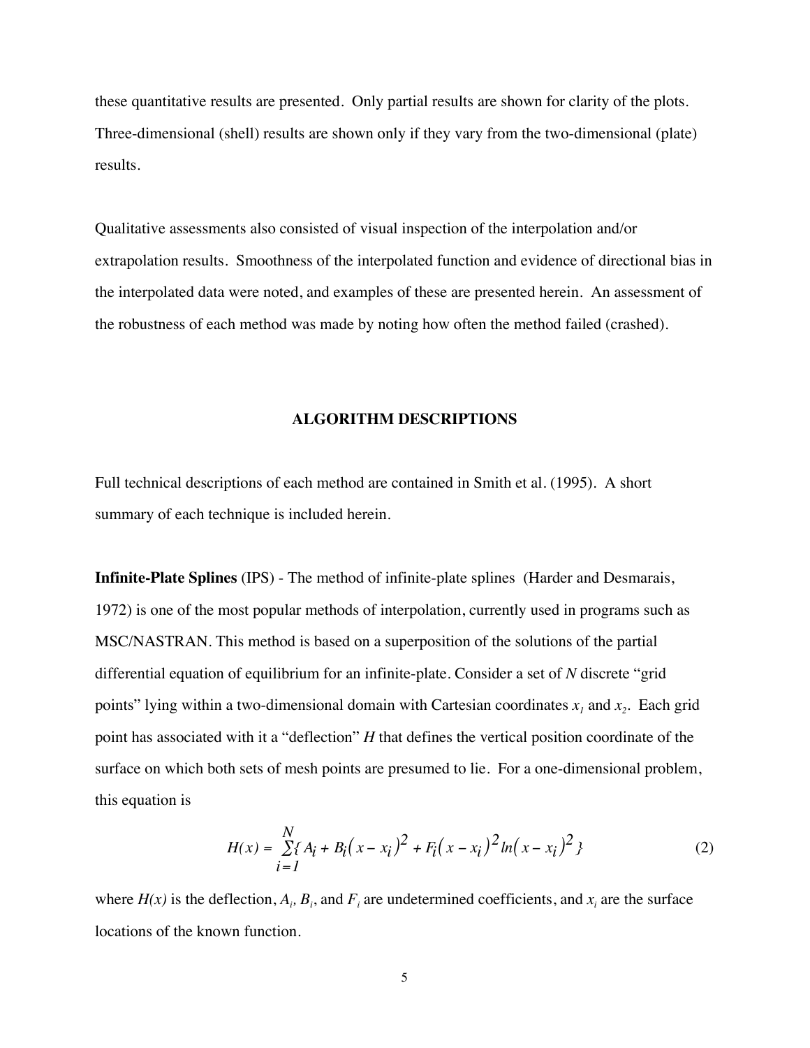these quantitative results are presented. Only partial results are shown for clarity of the plots. Three-dimensional (shell) results are shown only if they vary from the two-dimensional (plate) results.

Qualitative assessments also consisted of visual inspection of the interpolation and/or extrapolation results. Smoothness of the interpolated function and evidence of directional bias in the interpolated data were noted, and examples of these are presented herein. An assessment of the robustness of each method was made by noting how often the method failed (crashed).

## ALGORITHM DESCRIPTIONS

Full technical descriptions of each method are contained in Smith et al. (1995). A short summary of each technique is included herein.

**Infinite-Plate Splines** (IPS) - The method of infinite-plate splines (Harder and Desmarais, 1972) is one of the most popular methods of interpolation, currently used in programs such as MSC/NASTRAN. This method is based on a superposition of the solutions of the partial differential equation of equilibrium for an infinite-plate. Consider a set of *N* discrete "grid points" lying within a two-dimensional domain with Cartesian coordinates $x_1$ and $x_2$. Each grid point has associated with it a "deflection" *H* that defines the vertical position coordinate of the surface on which both sets of mesh points are presumed to lie. For a one-dimensional problem, this equation is

$$H(x) = \sum_{i=1}^{N} \{ A_i + B_i \left( x - x_i \right)^2 + F_i \left( x - x_i \right)^2 ln \left( x - x_i \right)^2 \} \tag{2}$$

where $H(x)$ is the deflection, $A_i$, $B_i$, and $F_i$ are undetermined coefficients, and $x_i$ are the surface locations of the known function.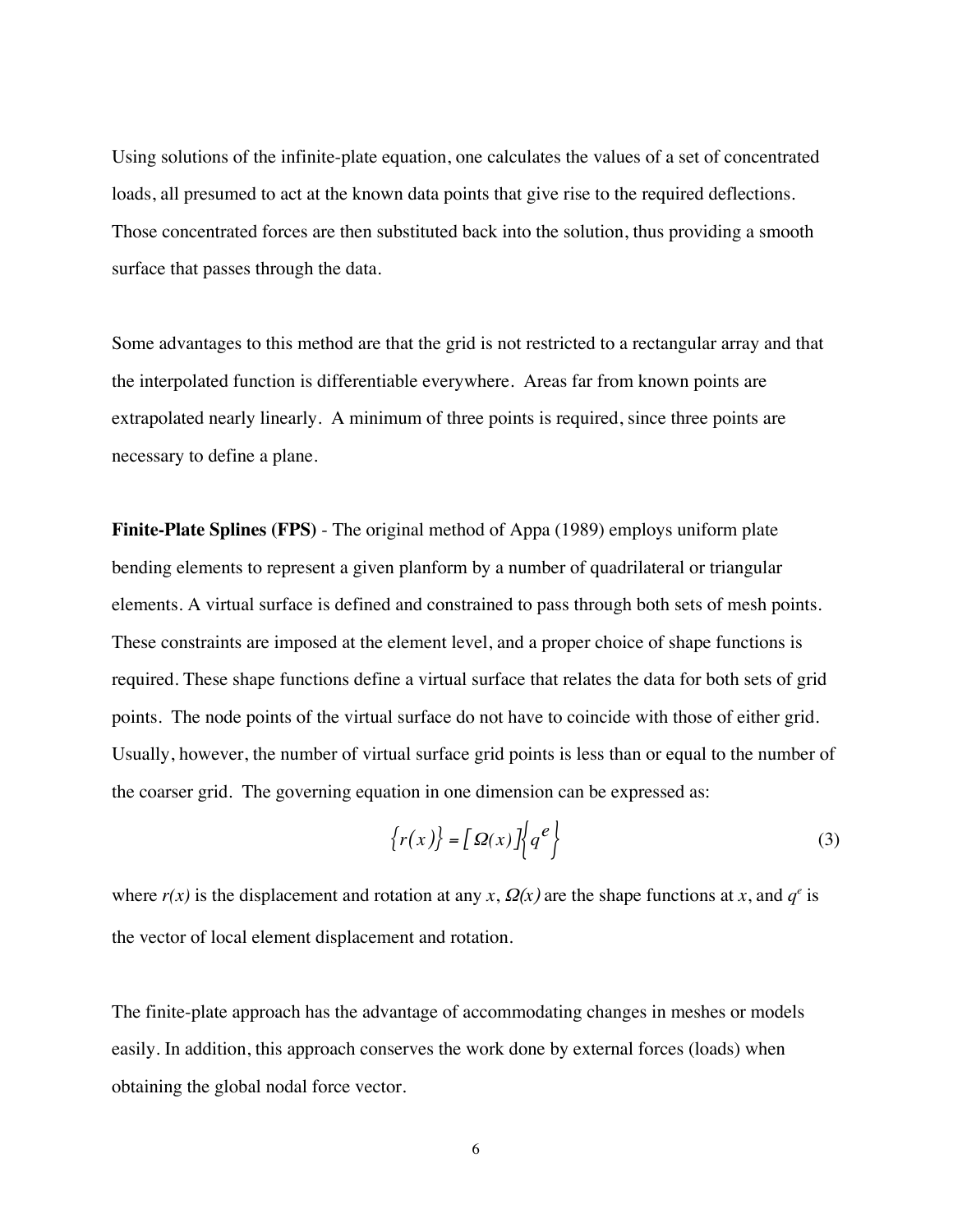Using solutions of the infinite-plate equation, one calculates the values of a set of concentrated loads, all presumed to act at the known data points that give rise to the required deflections. Those concentrated forces are then substituted back into the solution, thus providing a smooth surface that passes through the data.

Some advantages to this method are that the grid is not restricted to a rectangular array and that the interpolated function is differentiable everywhere. Areas far from known points are extrapolated nearly linearly. A minimum of three points is required, since three points are necessary to define a plane.

**Finite-Plate Splines (FPS)** - The original method of Appa (1989) employs uniform plate bending elements to represent a given planform by a number of quadrilateral or triangular elements. A virtual surface is defined and constrained to pass through both sets of mesh points. These constraints are imposed at the element level, and a proper choice of shape functions is required. These shape functions define a virtual surface that relates the data for both sets of grid points. The node points of the virtual surface do not have to coincide with those of either grid. Usually, however, the number of virtual surface grid points is less than or equal to the number of the coarser grid. The governing equation in one dimension can be expressed as:

$$\{r(x)\} = [\Omega(x)]\{q^e\} \tag{3}$$

where $r(x)$ is the displacement and rotation at any $x$, $\Omega(x)$ are the shape functions at $x$, and $q^e$ is the vector of local element displacement and rotation.

The finite-plate approach has the advantage of accommodating changes in meshes or models easily. In addition, this approach conserves the work done by external forces (loads) when obtaining the global nodal force vector.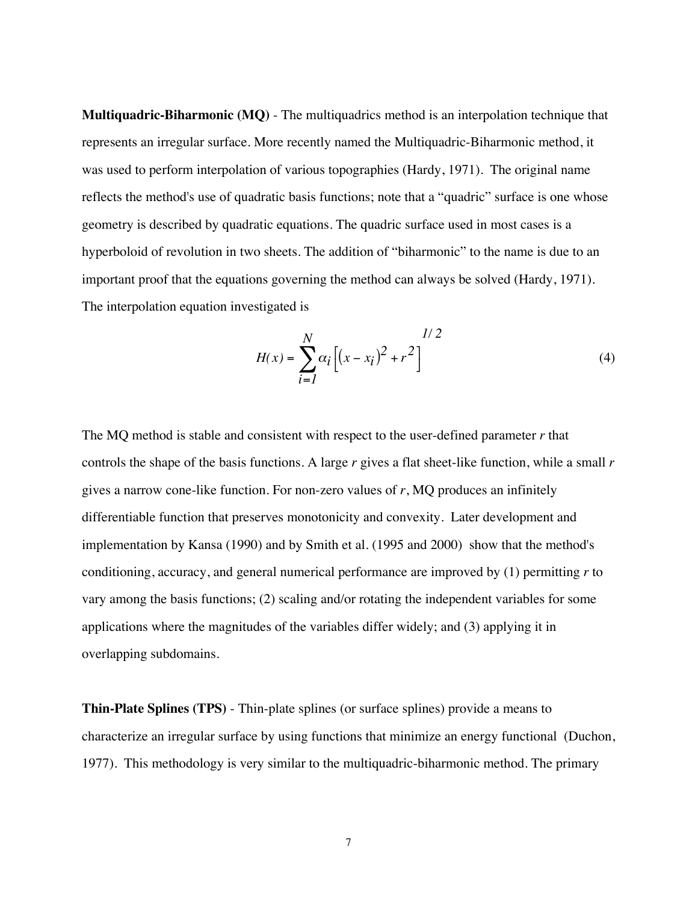**Multiquadric-Biharmonic (MQ)** - The multiquadrics method is an interpolation technique that represents an irregular surface. More recently named the Multiquadric-Biharmonic method, it was used to perform interpolation of various topographies (Hardy, 1971). The original name reflects the method's use of quadratic basis functions; note that a "quadric" surface is one whose geometry is described by quadratic equations. The quadric surface used in most cases is a hyperboloid of revolution in two sheets. The addition of "biharmonic" to the name is due to an important proof that the equations governing the method can always be solved (Hardy, 1971). The interpolation equation investigated is

$$H(x) = \sum_{i=1}^{N} \alpha_i \left[ \left( x - x_i \right)^2 + r^2 \right]^{1/2} \tag{4}$$

The MQ method is stable and consistent with respect to the user-defined parameter $r$ that controls the shape of the basis functions. A large $r$ gives a flat sheet-like function, while a small $r$ gives a narrow cone-like function. For non-zero values of $r$, MQ produces an infinitely differentiable function that preserves monotonicity and convexity. Later development and implementation by Kansa (1990) and by Smith et al. (1995 and 2000) show that the method's conditioning, accuracy, and general numerical performance are improved by (1) permitting $r$ to vary among the basis functions; (2) scaling and/or rotating the independent variables for some applications where the magnitudes of the variables differ widely; and (3) applying it in overlapping subdomains.

**Thin-Plate Splines (TPS)** - Thin-plate splines (or surface splines) provide a means to characterize an irregular surface by using functions that minimize an energy functional (Duchon, 1977). This methodology is very similar to the multiquadric-biharmonic method. The primary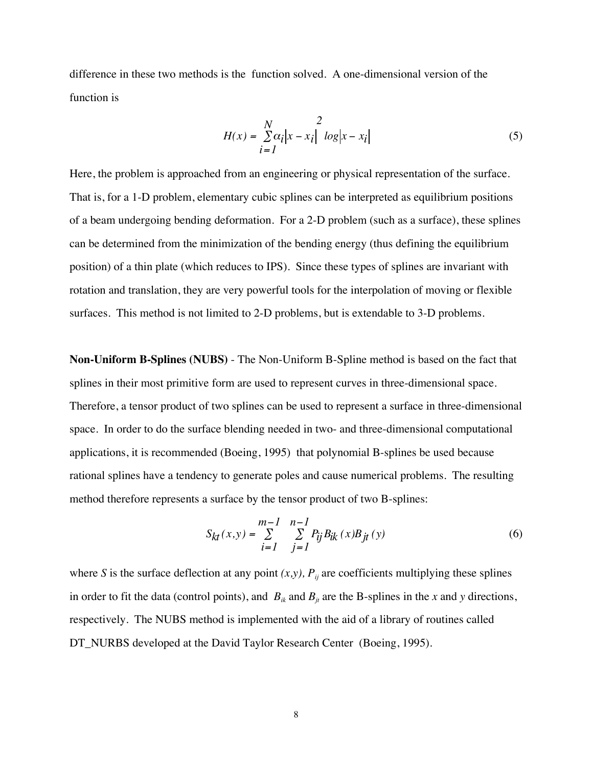difference in these two methods is the function solved. A one-dimensional version of the function is

$$H(x) = \sum_{i=1}^{N} \alpha_i |x - x_i|^2 \log|x - x_i| \tag{5}$$

Here, the problem is approached from an engineering or physical representation of the surface. That is, for a 1-D problem, elementary cubic splines can be interpreted as equilibrium positions of a beam undergoing bending deformation. For a 2-D problem (such as a surface), these splines can be determined from the minimization of the bending energy (thus defining the equilibrium position) of a thin plate (which reduces to IPS). Since these types of splines are invariant with rotation and translation, they are very powerful tools for the interpolation of moving or flexible surfaces. This method is not limited to 2-D problems, but is extendable to 3-D problems.

**Non-Uniform B-Splines (NUBS)** - The Non-Uniform B-Spline method is based on the fact that splines in their most primitive form are used to represent curves in three-dimensional space. Therefore, a tensor product of two splines can be used to represent a surface in three-dimensional space. In order to do the surface blending needed in two- and three-dimensional computational applications, it is recommended (Boeing, 1995) that polynomial B-splines be used because rational splines have a tendency to generate poles and cause numerical problems. The resulting method therefore represents a surface by the tensor product of two B-splines:

$$S_{kt}(x,y) = \sum_{i=1}^{m-1} \sum_{j=1}^{n-1} P_{ij} B_{ik}(x) B_{jt}(y) \tag{6}$$

where $S$ is the surface deflection at any point $(x,y)$, $P_{ij}$ are coefficients multiplying these splines in order to fit the data (control points), and $B_{ik}$ and $B_{jt}$ are the B-splines in the $x$ and $y$ directions, respectively. The NUBS method is implemented with the aid of a library of routines called DT_NURBS developed at the David Taylor Research Center (Boeing, 1995).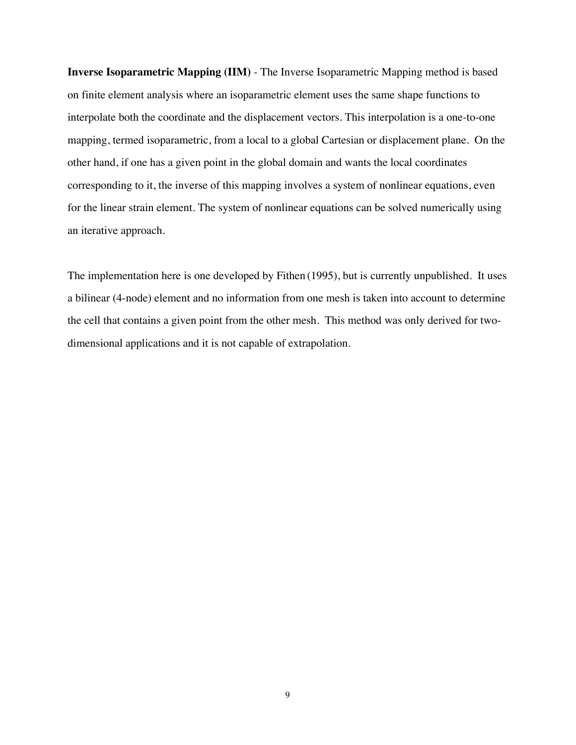**Inverse Isoparametric Mapping (IIM)** - The Inverse Isoparametric Mapping method is based on finite element analysis where an isoparametric element uses the same shape functions to interpolate both the coordinate and the displacement vectors. This interpolation is a one-to-one mapping, termed isoparametric, from a local to a global Cartesian or displacement plane. On the other hand, if one has a given point in the global domain and wants the local coordinates corresponding to it, the inverse of this mapping involves a system of nonlinear equations, even for the linear strain element. The system of nonlinear equations can be solved numerically using an iterative approach.

The implementation here is one developed by Fithen (1995), but is currently unpublished. It uses a bilinear (4-node) element and no information from one mesh is taken into account to determine the cell that contains a given point from the other mesh. This method was only derived for two-dimensional applications and it is not capable of extrapolation.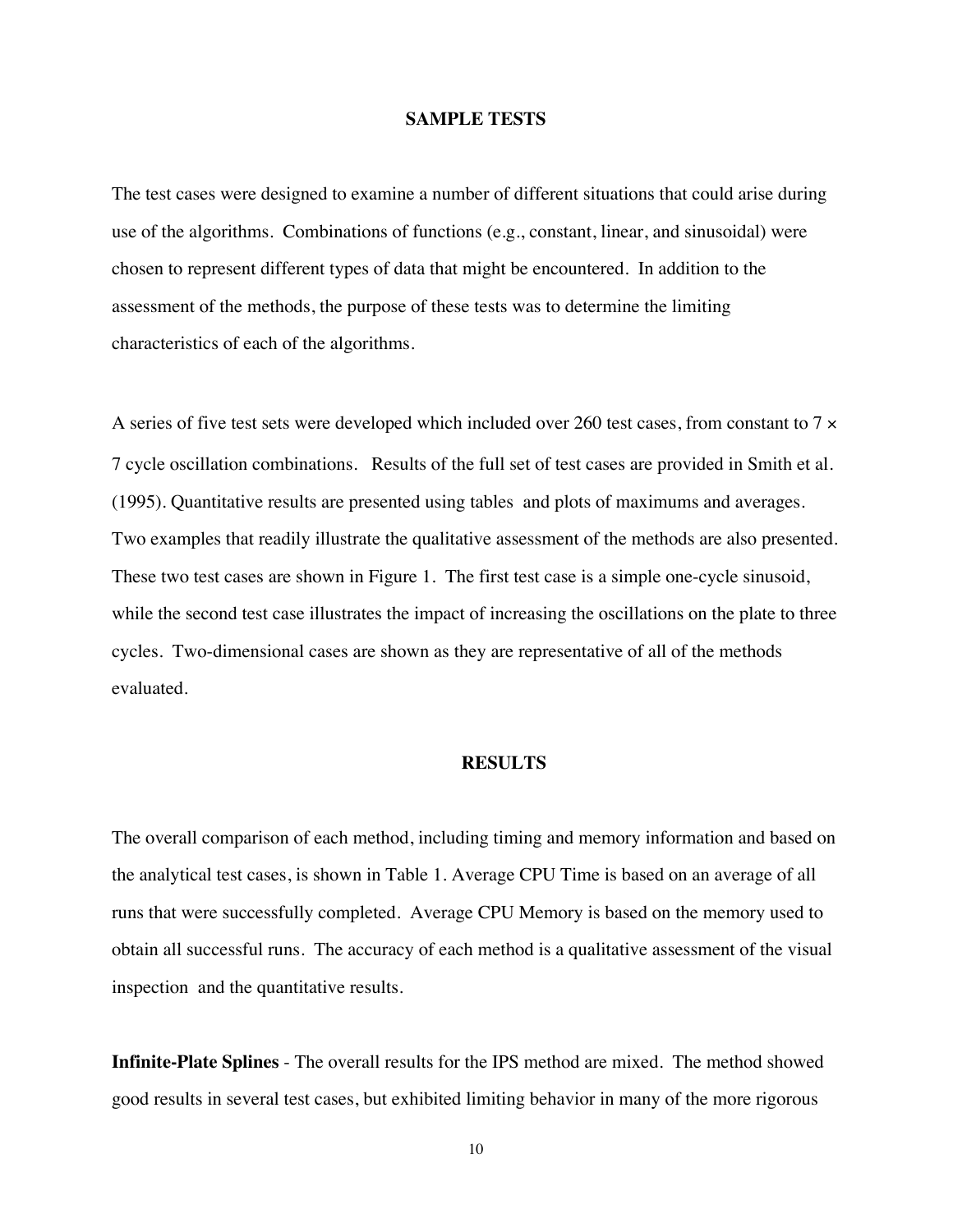## SAMPLE TESTS

The test cases were designed to examine a number of different situations that could arise during use of the algorithms. Combinations of functions (e.g., constant, linear, and sinusoidal) were chosen to represent different types of data that might be encountered. In addition to the assessment of the methods, the purpose of these tests was to determine the limiting characteristics of each of the algorithms.

A series of five test sets were developed which included over 260 test cases, from constant to 7 × 7 cycle oscillation combinations. Results of the full set of test cases are provided in Smith et al. (1995). Quantitative results are presented using tables and plots of maximums and averages. Two examples that readily illustrate the qualitative assessment of the methods are also presented. These two test cases are shown in Figure 1. The first test case is a simple one-cycle sinusoid, while the second test case illustrates the impact of increasing the oscillations on the plate to three cycles. Two-dimensional cases are shown as they are representative of all of the methods evaluated.

## RESULTS

The overall comparison of each method, including timing and memory information and based on the analytical test cases, is shown in Table 1. Average CPU Time is based on an average of all runs that were successfully completed. Average CPU Memory is based on the memory used to obtain all successful runs. The accuracy of each method is a qualitative assessment of the visual inspection and the quantitative results.

**Infinite-Plate Splines** - The overall results for the IPS method are mixed. The method showed good results in several test cases, but exhibited limiting behavior in many of the more rigorous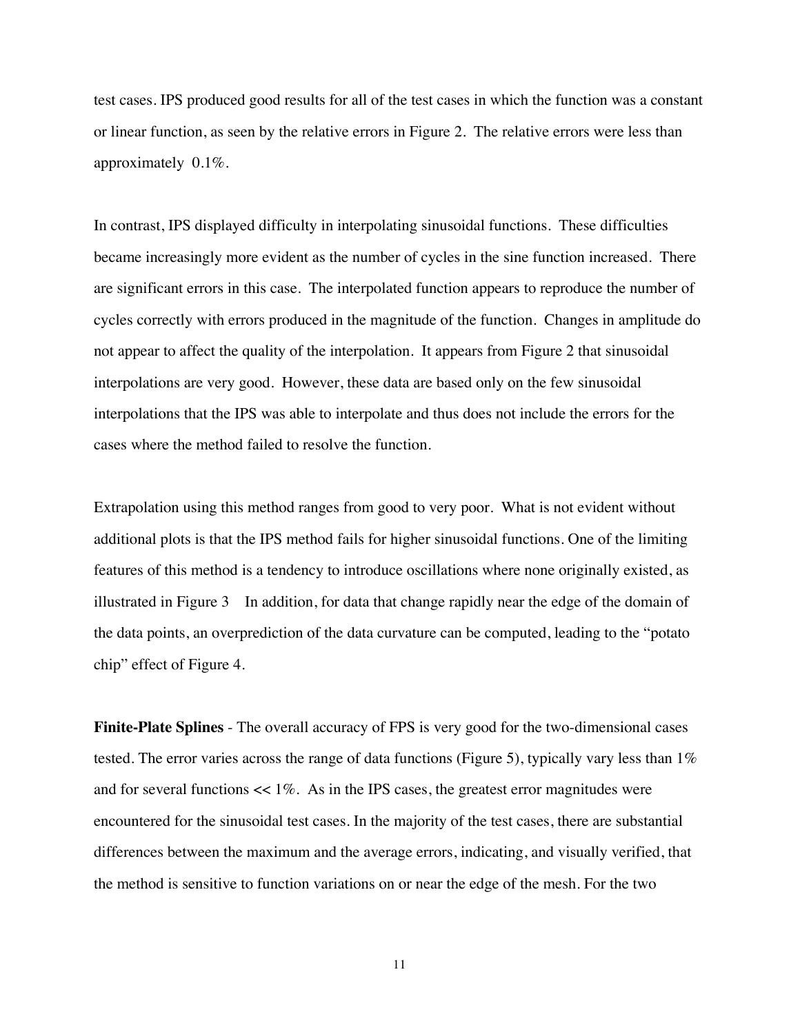test cases. IPS produced good results for all of the test cases in which the function was a constant or linear function, as seen by the relative errors in Figure 2. The relative errors were less than approximately 0.1%.

In contrast, IPS displayed difficulty in interpolating sinusoidal functions. These difficulties became increasingly more evident as the number of cycles in the sine function increased. There are significant errors in this case. The interpolated function appears to reproduce the number of cycles correctly with errors produced in the magnitude of the function. Changes in amplitude do not appear to affect the quality of the interpolation. It appears from Figure 2 that sinusoidal interpolations are very good. However, these data are based only on the few sinusoidal interpolations that the IPS was able to interpolate and thus does not include the errors for the cases where the method failed to resolve the function.

Extrapolation using this method ranges from good to very poor. What is not evident without additional plots is that the IPS method fails for higher sinusoidal functions. One of the limiting features of this method is a tendency to introduce oscillations where none originally existed, as illustrated in Figure 3 In addition, for data that change rapidly near the edge of the domain of the data points, an overprediction of the data curvature can be computed, leading to the "potato chip" effect of Figure 4.

**Finite-Plate Splines** - The overall accuracy of FPS is very good for the two-dimensional cases tested. The error varies across the range of data functions (Figure 5), typically vary less than 1% and for several functions << 1%. As in the IPS cases, the greatest error magnitudes were encountered for the sinusoidal test cases. In the majority of the test cases, there are substantial differences between the maximum and the average errors, indicating, and visually verified, that the method is sensitive to function variations on or near the edge of the mesh. For the two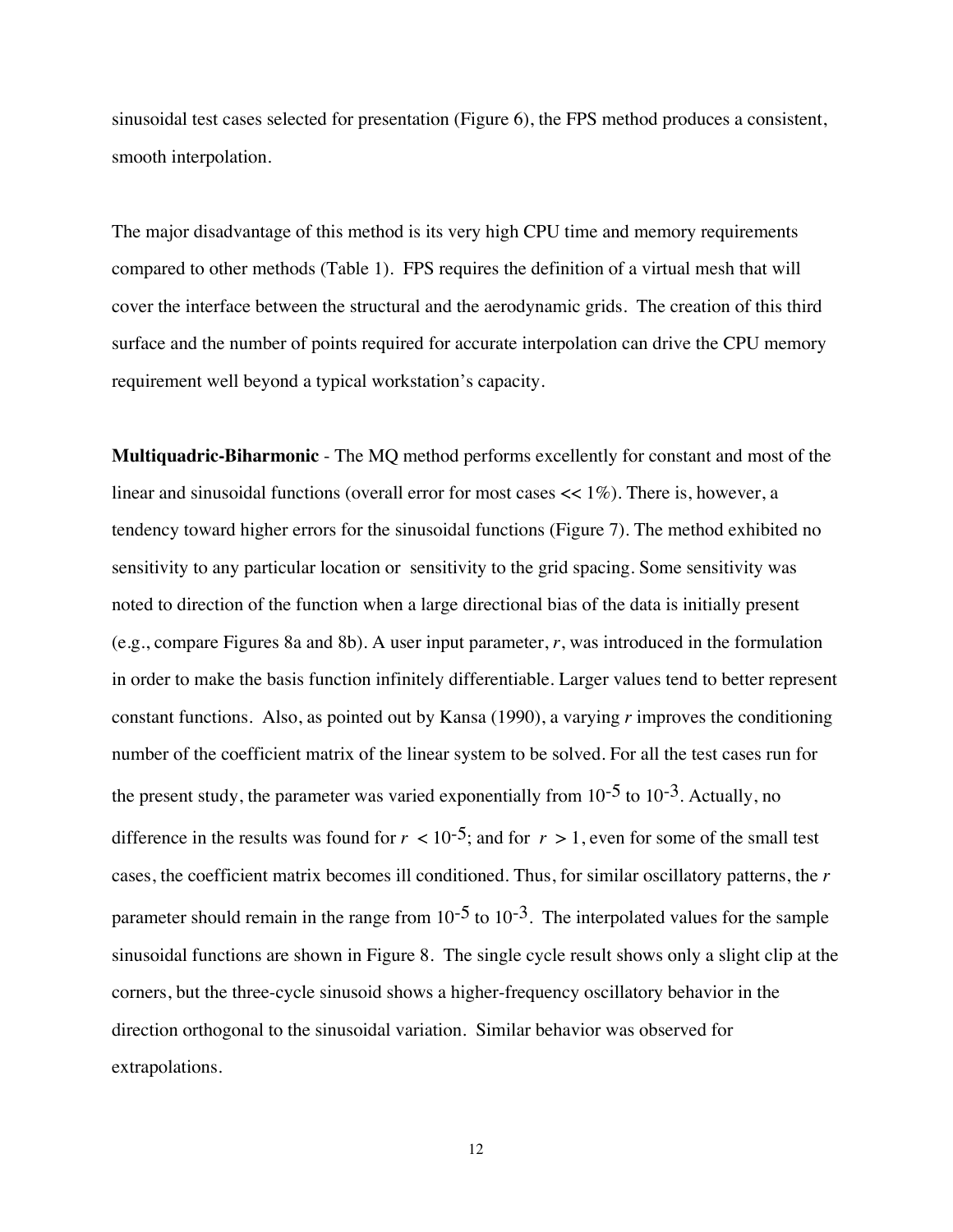sinusoidal test cases selected for presentation (Figure 6), the FPS method produces a consistent, smooth interpolation.

The major disadvantage of this method is its very high CPU time and memory requirements compared to other methods (Table 1). FPS requires the definition of a virtual mesh that will cover the interface between the structural and the aerodynamic grids. The creation of this third surface and the number of points required for accurate interpolation can drive the CPU memory requirement well beyond a typical workstation's capacity.

**Multiquadric-Biharmonic** - The MQ method performs excellently for constant and most of the linear and sinusoidal functions (overall error for most cases << 1%). There is, however, a tendency toward higher errors for the sinusoidal functions (Figure 7). The method exhibited no sensitivity to any particular location or sensitivity to the grid spacing. Some sensitivity was noted to direction of the function when a large directional bias of the data is initially present (e.g., compare Figures 8a and 8b). A user input parameter, *r*, was introduced in the formulation in order to make the basis function infinitely differentiable. Larger values tend to better represent constant functions. Also, as pointed out by Kansa (1990), a varying *r* improves the conditioning number of the coefficient matrix of the linear system to be solved. For all the test cases run for the present study, the parameter was varied exponentially from $10^{-5}$ to $10^{-3}$. Actually, no difference in the results was found for $r < 10^{-5}$; and for $r > 1$, even for some of the small test cases, the coefficient matrix becomes ill conditioned. Thus, for similar oscillatory patterns, the *r* parameter should remain in the range from $10^{-5}$ to $10^{-3}$. The interpolated values for the sample sinusoidal functions are shown in Figure 8. The single cycle result shows only a slight clip at the corners, but the three-cycle sinusoid shows a higher-frequency oscillatory behavior in the direction orthogonal to the sinusoidal variation. Similar behavior was observed for extrapolations.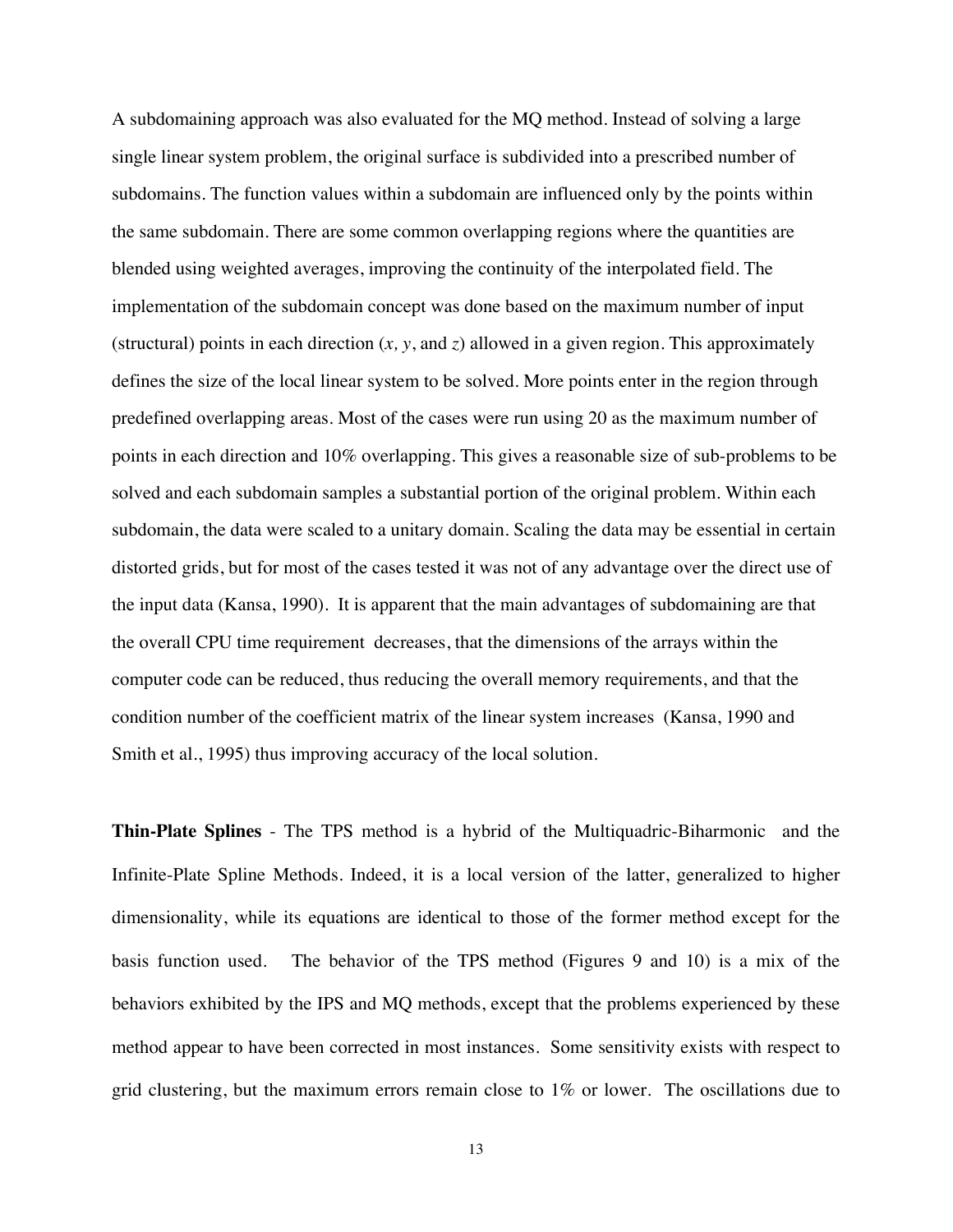A subdomaining approach was also evaluated for the MQ method. Instead of solving a large single linear system problem, the original surface is subdivided into a prescribed number of subdomains. The function values within a subdomain are influenced only by the points within the same subdomain. There are some common overlapping regions where the quantities are blended using weighted averages, improving the continuity of the interpolated field. The implementation of the subdomain concept was done based on the maximum number of input (structural) points in each direction ($x$, $y$, and $z$) allowed in a given region. This approximately defines the size of the local linear system to be solved. More points enter in the region through predefined overlapping areas. Most of the cases were run using 20 as the maximum number of points in each direction and 10% overlapping. This gives a reasonable size of sub-problems to be solved and each subdomain samples a substantial portion of the original problem. Within each subdomain, the data were scaled to a unitary domain. Scaling the data may be essential in certain distorted grids, but for most of the cases tested it was not of any advantage over the direct use of the input data (Kansa, 1990). It is apparent that the main advantages of subdomaining are that the overall CPU time requirement decreases, that the dimensions of the arrays within the computer code can be reduced, thus reducing the overall memory requirements, and that the condition number of the coefficient matrix of the linear system increases (Kansa, 1990 and Smith et al., 1995) thus improving accuracy of the local solution.

**Thin-Plate Splines** - The TPS method is a hybrid of the Multiquadric-Biharmonic and the Infinite-Plate Spline Methods. Indeed, it is a local version of the latter, generalized to higher dimensionality, while its equations are identical to those of the former method except for the basis function used. The behavior of the TPS method (Figures 9 and 10) is a mix of the behaviors exhibited by the IPS and MQ methods, except that the problems experienced by these method appear to have been corrected in most instances. Some sensitivity exists with respect to grid clustering, but the maximum errors remain close to 1% or lower. The oscillations due to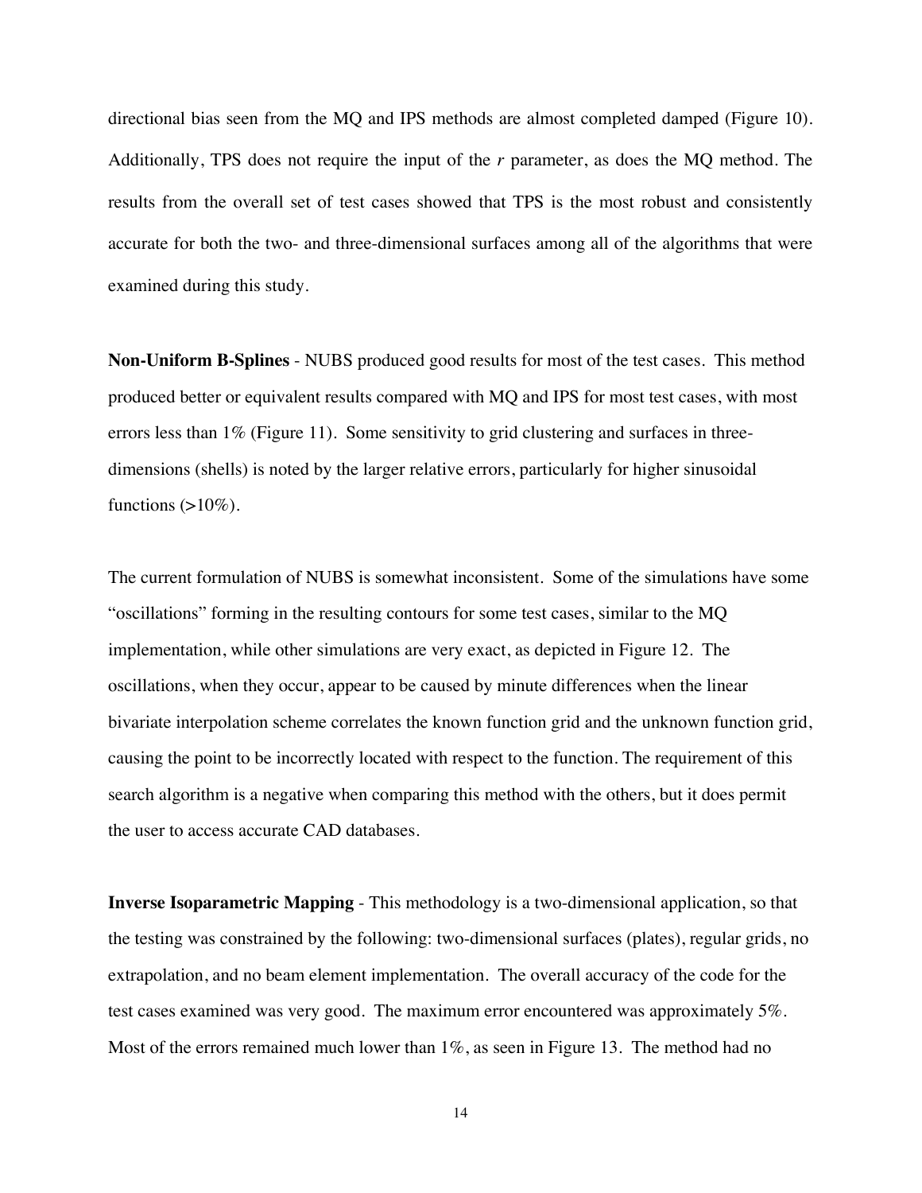directional bias seen from the MQ and IPS methods are almost completed damped (Figure 10). Additionally, TPS does not require the input of the *r* parameter, as does the MQ method. The results from the overall set of test cases showed that TPS is the most robust and consistently accurate for both the two- and three-dimensional surfaces among all of the algorithms that were examined during this study.

**Non-Uniform B-Splines** - NUBS produced good results for most of the test cases. This method produced better or equivalent results compared with MQ and IPS for most test cases, with most errors less than 1% (Figure 11). Some sensitivity to grid clustering and surfaces in three-dimensions (shells) is noted by the larger relative errors, particularly for higher sinusoidal functions (>10%).

The current formulation of NUBS is somewhat inconsistent. Some of the simulations have some "oscillations" forming in the resulting contours for some test cases, similar to the MQ implementation, while other simulations are very exact, as depicted in Figure 12. The oscillations, when they occur, appear to be caused by minute differences when the linear bivariate interpolation scheme correlates the known function grid and the unknown function grid, causing the point to be incorrectly located with respect to the function. The requirement of this search algorithm is a negative when comparing this method with the others, but it does permit the user to access accurate CAD databases.

**Inverse Isoparametric Mapping** - This methodology is a two-dimensional application, so that the testing was constrained by the following: two-dimensional surfaces (plates), regular grids, no extrapolation, and no beam element implementation. The overall accuracy of the code for the test cases examined was very good. The maximum error encountered was approximately 5%. Most of the errors remained much lower than 1%, as seen in Figure 13. The method had no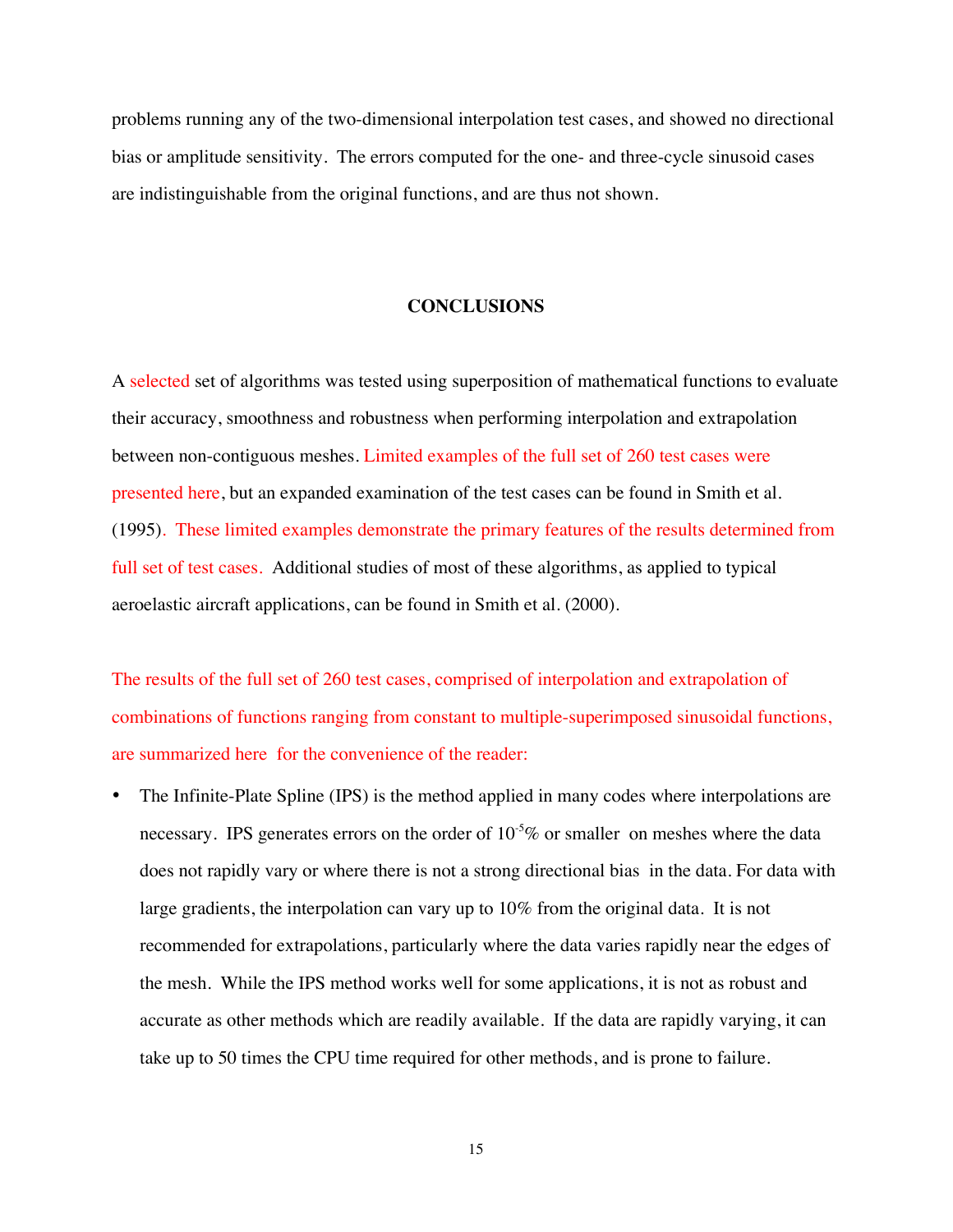problems running any of the two-dimensional interpolation test cases, and showed no directional bias or amplitude sensitivity. The errors computed for the one- and three-cycle sinusoid cases are indistinguishable from the original functions, and are thus not shown.

## CONCLUSIONS

A selected set of algorithms was tested using superposition of mathematical functions to evaluate their accuracy, smoothness and robustness when performing interpolation and extrapolation between non-contiguous meshes. Limited examples of the full set of 260 test cases were presented here, but an expanded examination of the test cases can be found in Smith et al. (1995). These limited examples demonstrate the primary features of the results determined from full set of test cases. Additional studies of most of these algorithms, as applied to typical aeroelastic aircraft applications, can be found in Smith et al. (2000).

The results of the full set of 260 test cases, comprised of interpolation and extrapolation of combinations of functions ranging from constant to multiple-superimposed sinusoidal functions, are summarized here for the convenience of the reader:

- The Infinite-Plate Spline (IPS) is the method applied in many codes where interpolations are necessary. IPS generates errors on the order of $10^{-5}$% or smaller on meshes where the data does not rapidly vary or where there is not a strong directional bias in the data. For data with large gradients, the interpolation can vary up to 10% from the original data. It is not recommended for extrapolations, particularly where the data varies rapidly near the edges of the mesh. While the IPS method works well for some applications, it is not as robust and accurate as other methods which are readily available. If the data are rapidly varying, it can take up to 50 times the CPU time required for other methods, and is prone to failure.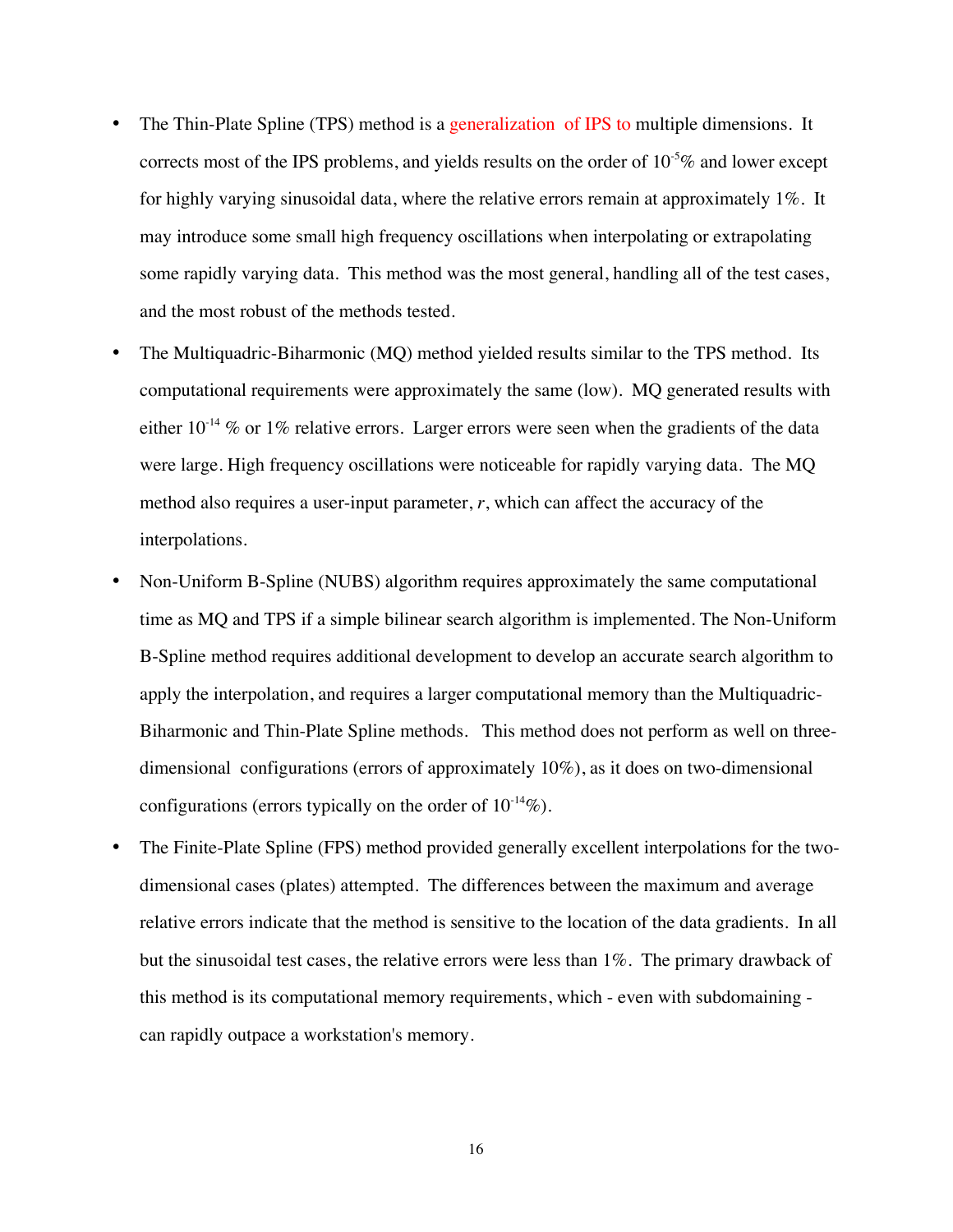- The Thin-Plate Spline (TPS) method is a generalization  of IPS to multiple dimensions. It corrects most of the IPS problems, and yields results on the order of $10^{-5}$% and lower except for highly varying sinusoidal data, where the relative errors remain at approximately 1%. It may introduce some small high frequency oscillations when interpolating or extrapolating some rapidly varying data. This method was the most general, handling all of the test cases, and the most robust of the methods tested.

- The Multiquadric-Biharmonic (MQ) method yielded results similar to the TPS method. Its computational requirements were approximately the same (low). MQ generated results with either $10^{-14}$ % or 1% relative errors. Larger errors were seen when the gradients of the data were large. High frequency oscillations were noticeable for rapidly varying data. The MQ method also requires a user-input parameter, $r$, which can affect the accuracy of the interpolations.

- Non-Uniform B-Spline (NUBS) algorithm requires approximately the same computational time as MQ and TPS if a simple bilinear search algorithm is implemented. The Non-Uniform B-Spline method requires additional development to develop an accurate search algorithm to apply the interpolation, and requires a larger computational memory than the Multiquadric-Biharmonic and Thin-Plate Spline methods. This method does not perform as well on three-dimensional configurations (errors of approximately 10%), as it does on two-dimensional configurations (errors typically on the order of $10^{-14}$%).

- The Finite-Plate Spline (FPS) method provided generally excellent interpolations for the two-dimensional cases (plates) attempted. The differences between the maximum and average relative errors indicate that the method is sensitive to the location of the data gradients. In all but the sinusoidal test cases, the relative errors were less than 1%. The primary drawback of this method is its computational memory requirements, which - even with subdomaining - can rapidly outpace a workstation's memory.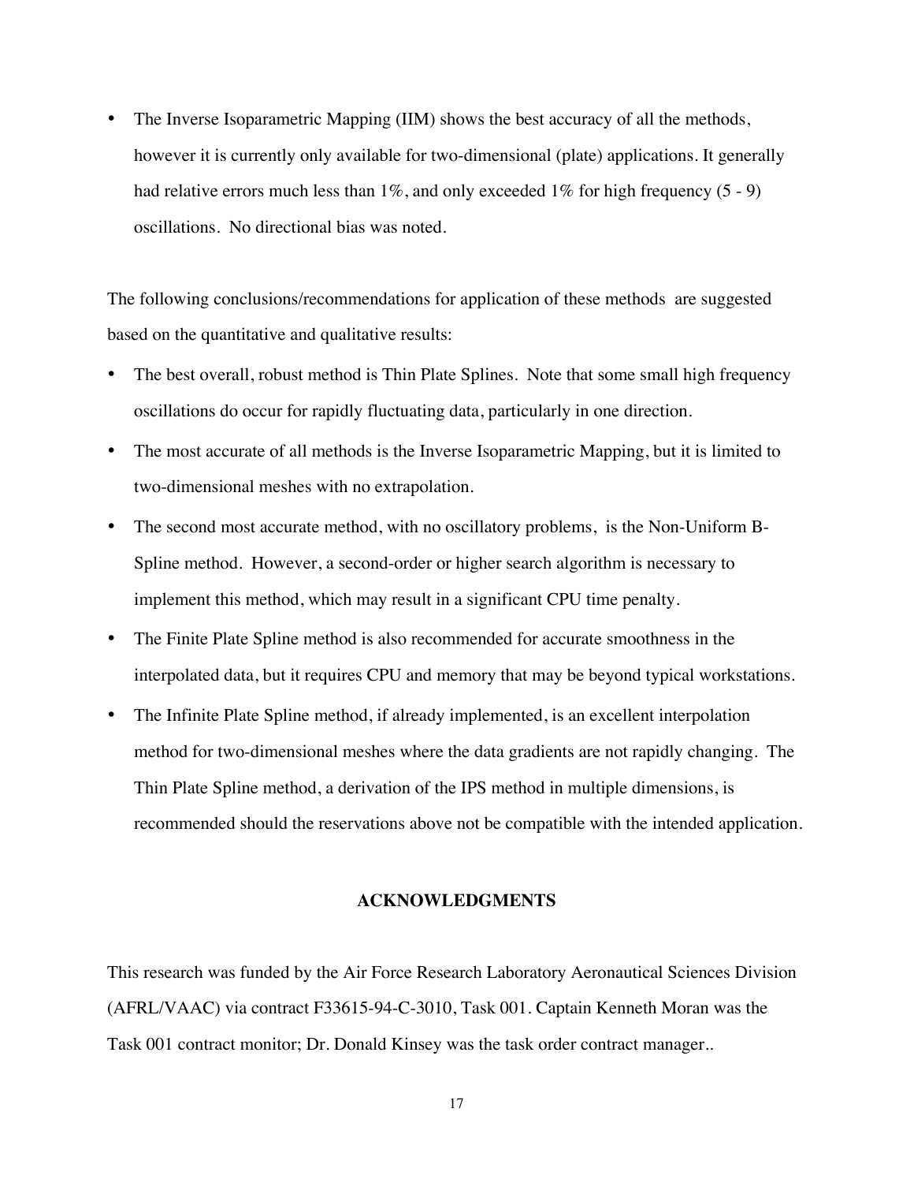- The Inverse Isoparametric Mapping (IIM) shows the best accuracy of all the methods, however it is currently only available for two-dimensional (plate) applications. It generally had relative errors much less than 1%, and only exceeded 1% for high frequency (5 - 9) oscillations. No directional bias was noted.

The following conclusions/recommendations for application of these methods are suggested based on the quantitative and qualitative results:

- The best overall, robust method is Thin Plate Splines. Note that some small high frequency oscillations do occur for rapidly fluctuating data, particularly in one direction.
- The most accurate of all methods is the Inverse Isoparametric Mapping, but it is limited to two-dimensional meshes with no extrapolation.
- The second most accurate method, with no oscillatory problems, is the Non-Uniform B-Spline method. However, a second-order or higher search algorithm is necessary to implement this method, which may result in a significant CPU time penalty.
- The Finite Plate Spline method is also recommended for accurate smoothness in the interpolated data, but it requires CPU and memory that may be beyond typical workstations.
- The Infinite Plate Spline method, if already implemented, is an excellent interpolation method for two-dimensional meshes where the data gradients are not rapidly changing. The Thin Plate Spline method, a derivation of the IPS method in multiple dimensions, is recommended should the reservations above not be compatible with the intended application.

## ACKNOWLEDGMENTS

This research was funded by the Air Force Research Laboratory Aeronautical Sciences Division (AFRL/VAAC) via contract F33615-94-C-3010, Task 001. Captain Kenneth Moran was the Task 001 contract monitor; Dr. Donald Kinsey was the task order contract manager..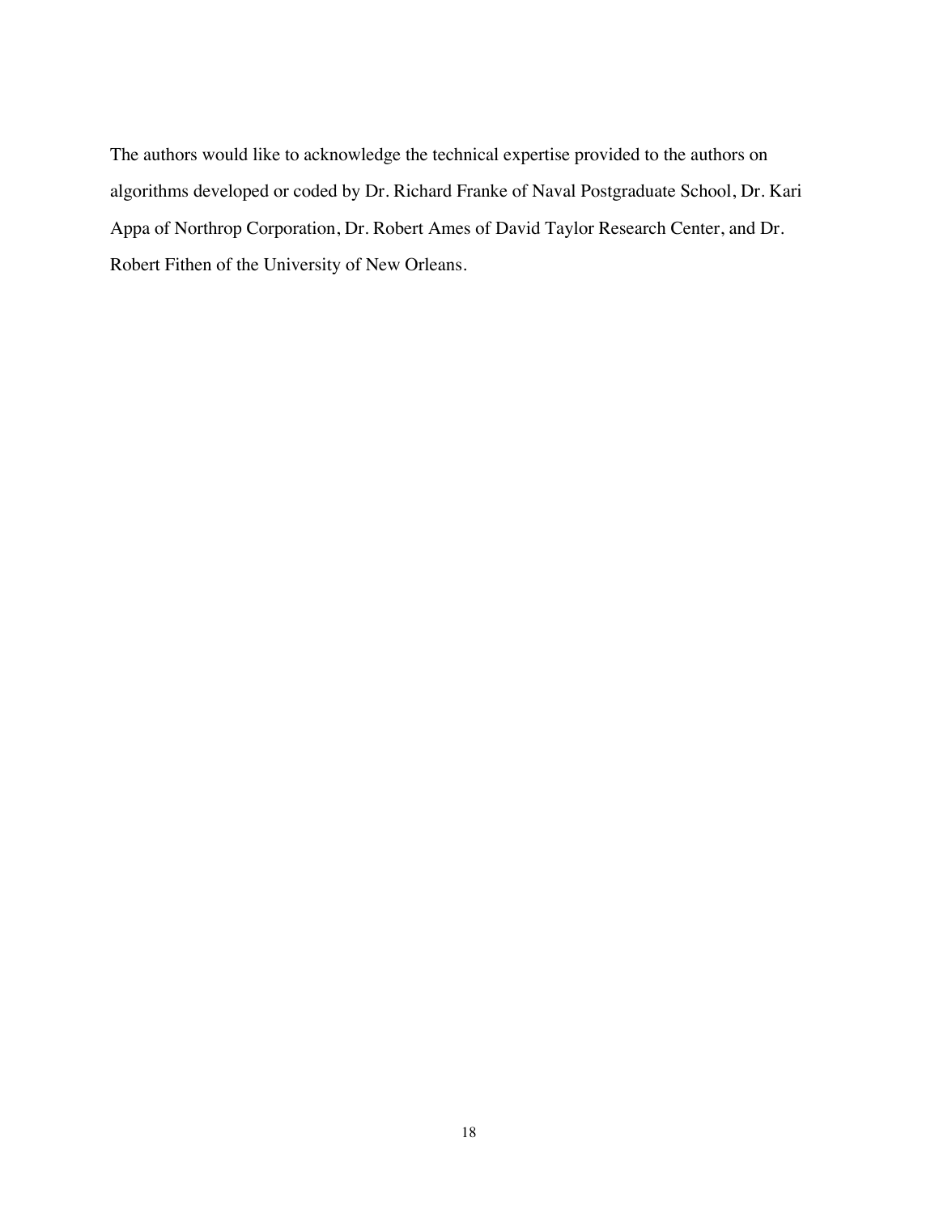The authors would like to acknowledge the technical expertise provided to the authors on algorithms developed or coded by Dr. Richard Franke of Naval Postgraduate School, Dr. Kari Appa of Northrop Corporation, Dr. Robert Ames of David Taylor Research Center, and Dr. Robert Fithen of the University of New Orleans.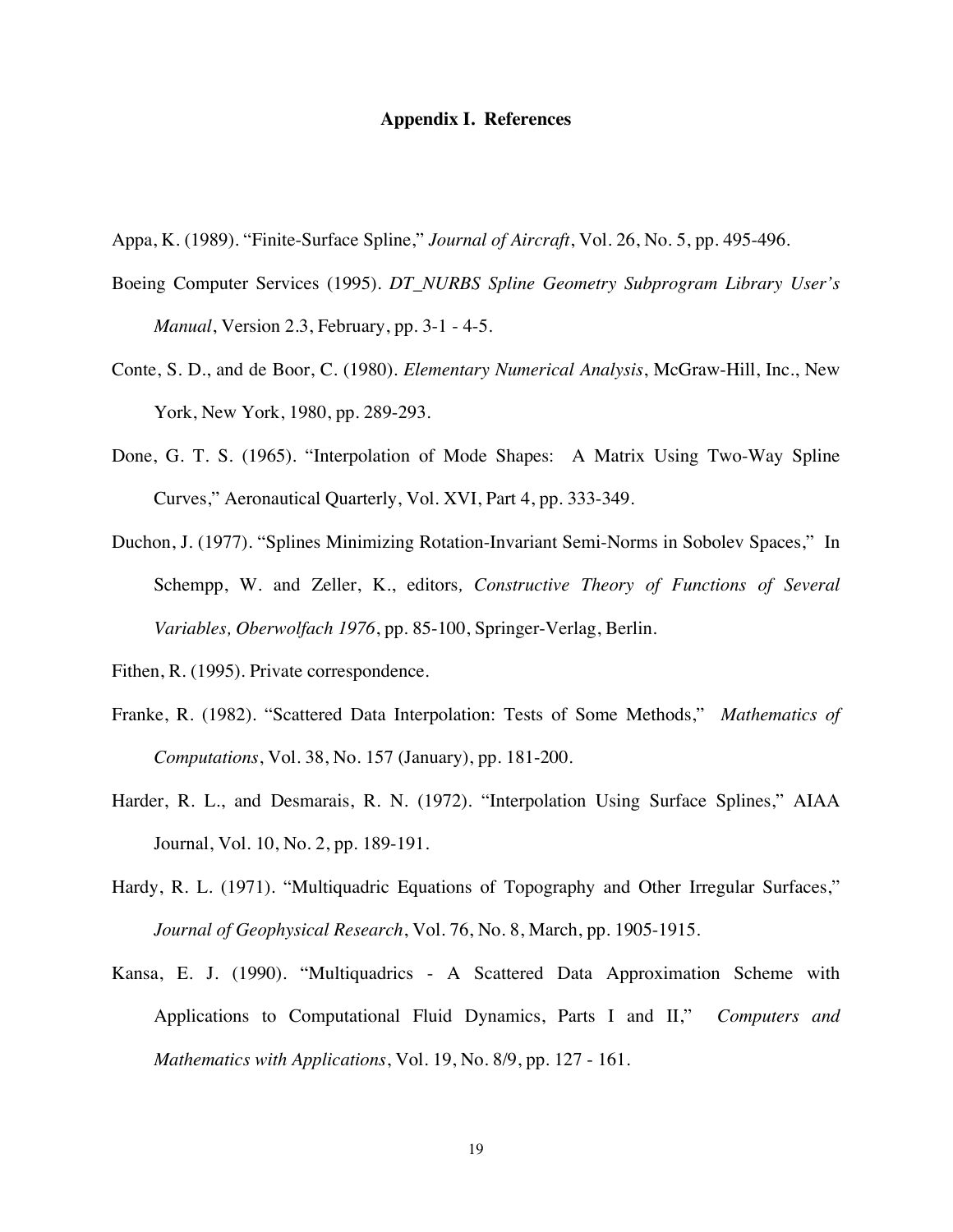# Appendix I. References

Appa, K. (1989). "Finite-Surface Spline," *Journal of Aircraft*, Vol. 26, No. 5, pp. 495-496.

Boeing Computer Services (1995). *DT_NURBS Spline Geometry Subprogram Library User's Manual*, Version 2.3, February, pp. 3-1 - 4-5.

Conte, S. D., and de Boor, C. (1980). *Elementary Numerical Analysis*, McGraw-Hill, Inc., New York, New York, 1980, pp. 289-293.

Done, G. T. S. (1965). "Interpolation of Mode Shapes: A Matrix Using Two-Way Spline Curves," Aeronautical Quarterly, Vol. XVI, Part 4, pp. 333-349.

Duchon, J. (1977). "Splines Minimizing Rotation-Invariant Semi-Norms in Sobolev Spaces," In Schempp, W. and Zeller, K., editors*, Constructive Theory of Functions of Several Variables, Oberwolfach 1976*, pp. 85-100, Springer-Verlag, Berlin.

Fithen, R. (1995). Private correspondence.

Franke, R. (1982). "Scattered Data Interpolation: Tests of Some Methods," *Mathematics of Computations*, Vol. 38, No. 157 (January), pp. 181-200.

Harder, R. L., and Desmarais, R. N. (1972). "Interpolation Using Surface Splines," AIAA Journal, Vol. 10, No. 2, pp. 189-191.

Hardy, R. L. (1971). "Multiquadric Equations of Topography and Other Irregular Surfaces," *Journal of Geophysical Research*, Vol. 76, No. 8, March, pp. 1905-1915.

Kansa, E. J. (1990). "Multiquadrics - A Scattered Data Approximation Scheme with Applications to Computational Fluid Dynamics, Parts I and II," *Computers and Mathematics with Applications*, Vol. 19, No. 8/9, pp. 127 - 161.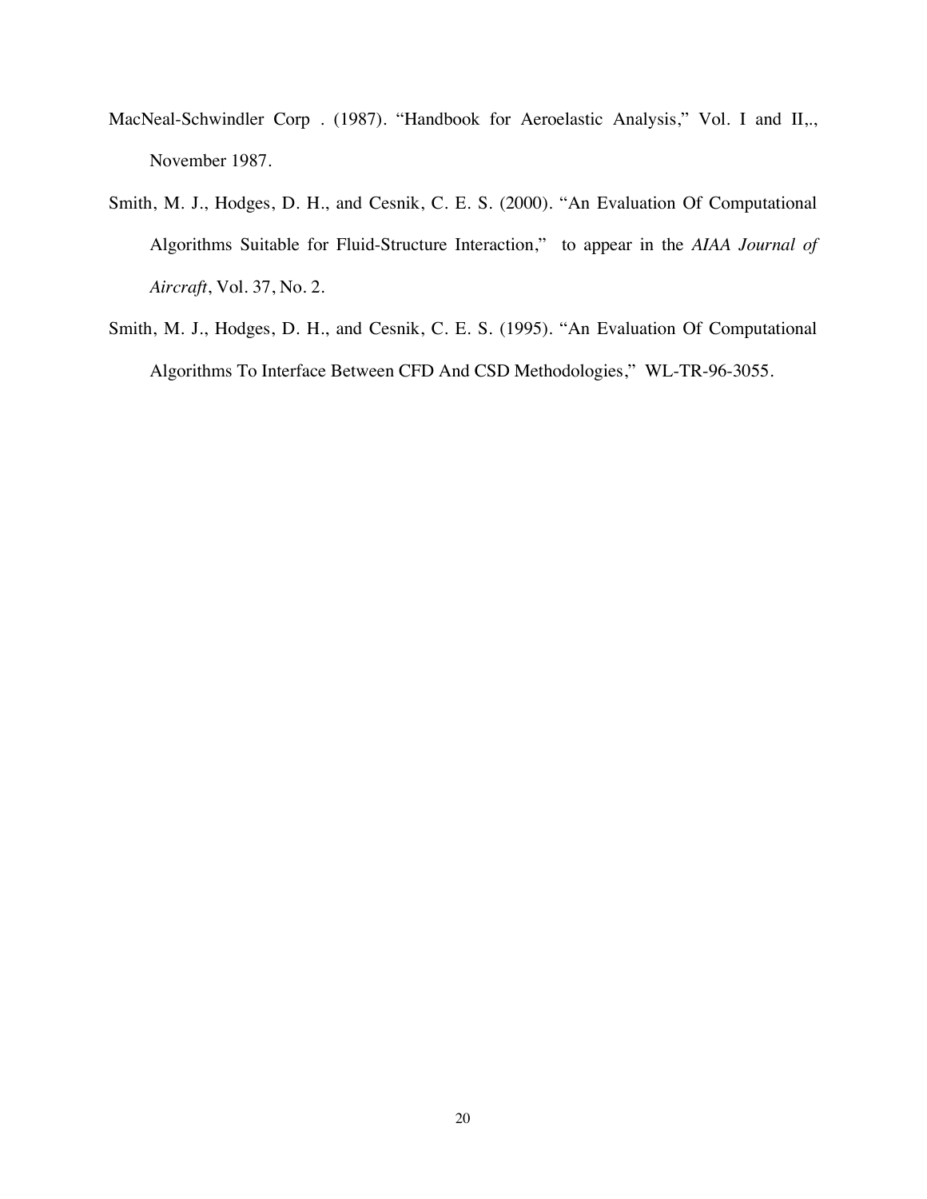MacNeal-Schwindler Corp . (1987). "Handbook for Aeroelastic Analysis," Vol. I and II,., November 1987.

Smith, M. J., Hodges, D. H., and Cesnik, C. E. S. (2000). "An Evaluation Of Computational Algorithms Suitable for Fluid-Structure Interaction," to appear in the *AIAA Journal of Aircraft*, Vol. 37, No. 2.

Smith, M. J., Hodges, D. H., and Cesnik, C. E. S. (1995). "An Evaluation Of Computational Algorithms To Interface Between CFD And CSD Methodologies," WL-TR-96-3055.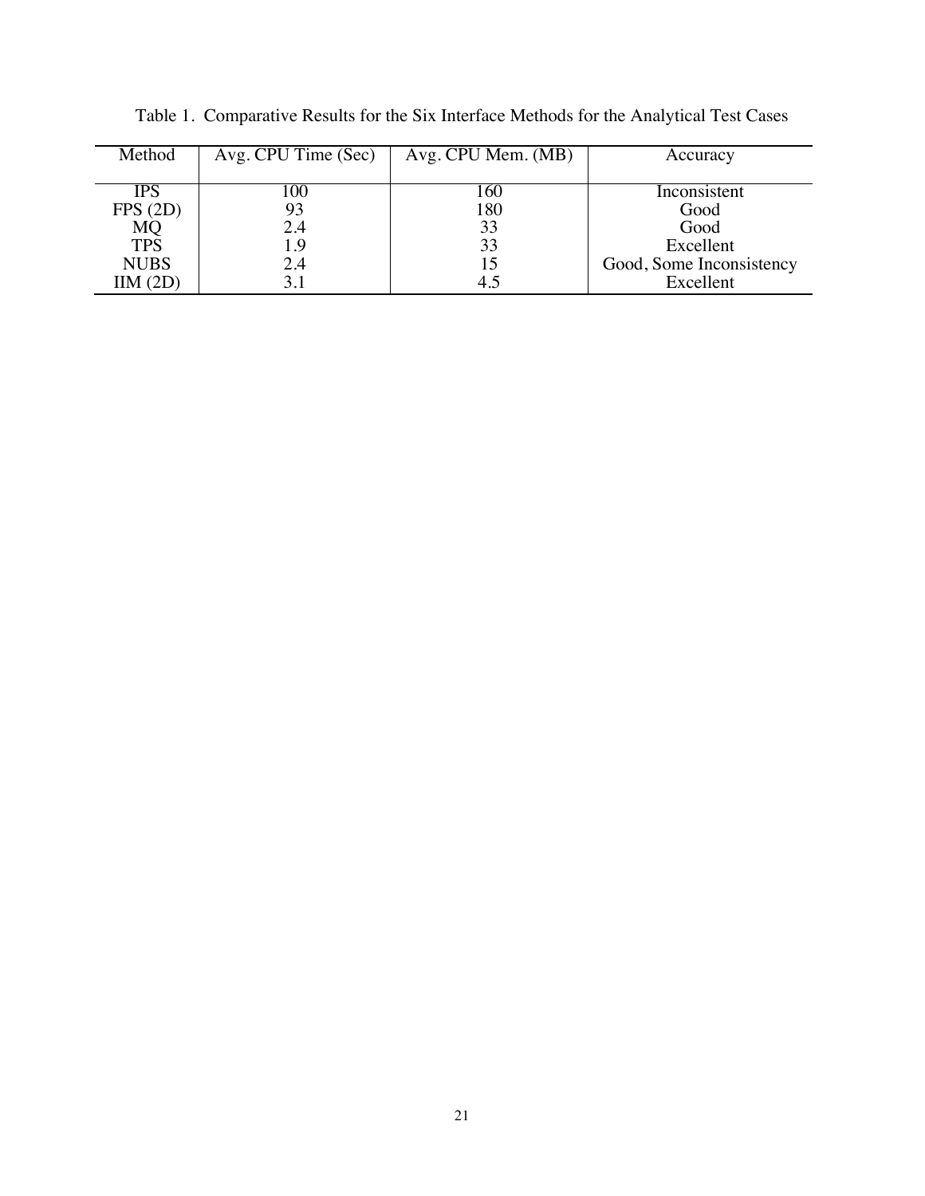Table 1. Comparative Results for the Six Interface Methods for the Analytical Test Cases

| Method | Avg. CPU Time (Sec) | Avg. CPU Mem. (MB) | Accuracy |
|---|---|---|---|
| IPS | 100 | 160 | Inconsistent |
| FPS (2D) | 93 | 180 | Good |
| MQ | 2.4 | 33 | Good |
| TPS | 1.9 | 33 | Excellent |
| NUBS | 2.4 | 15 | Good, Some Inconsistency |
| IIM (2D) | 3.1 | 4.5 | Excellent |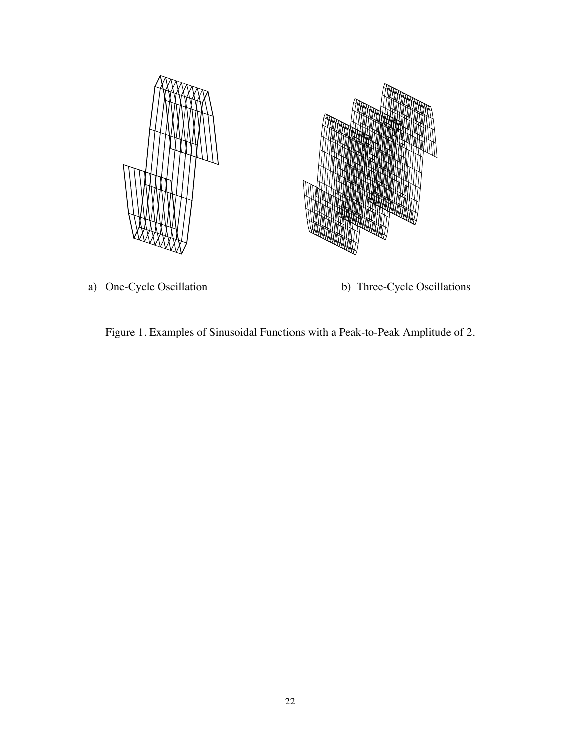a) One-Cycle Oscillation

b) Three-Cycle Oscillations

Figure 1. Examples of Sinusoidal Functions with a Peak-to-Peak Amplitude of 2.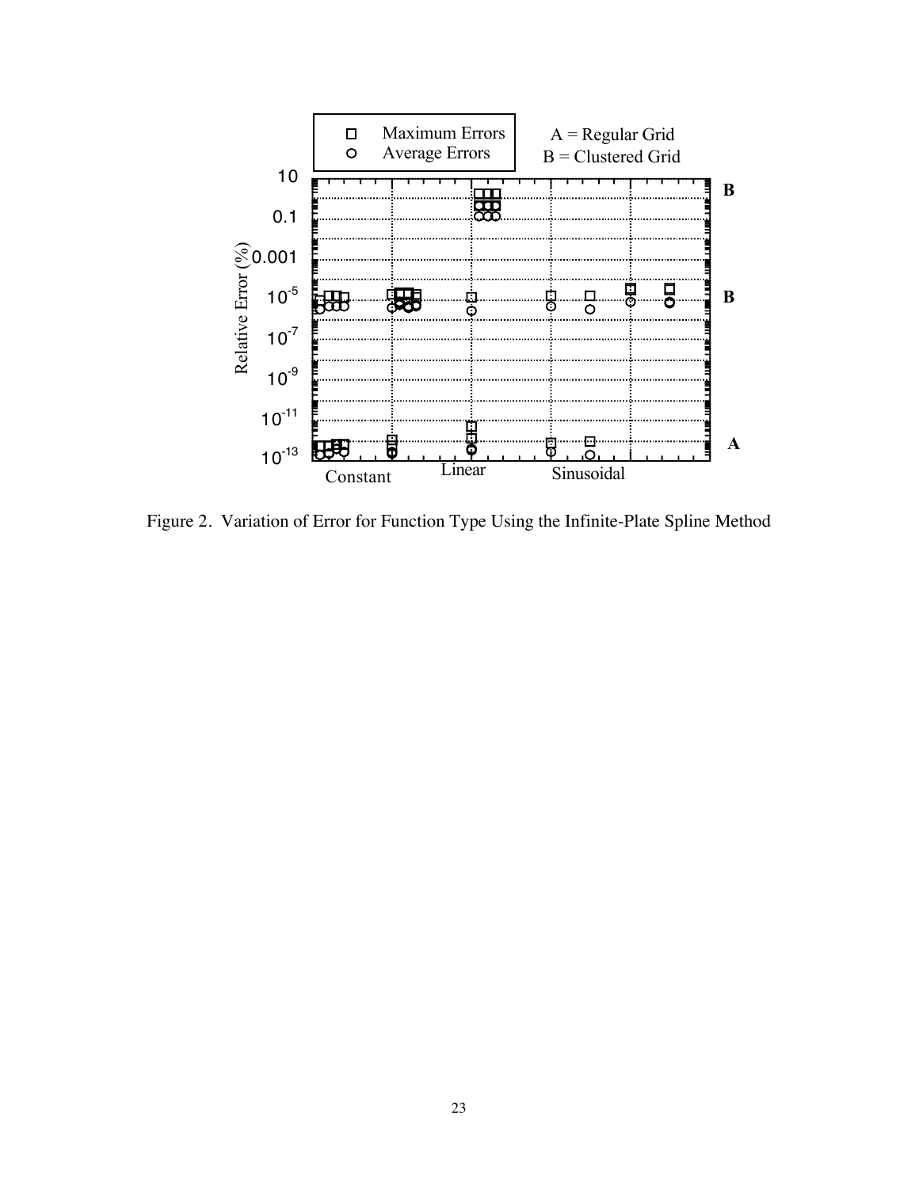Maximum Errors
Average Errors

A = Regular Grid
B = Clustered Grid

Relative Error (%)

10
0.1
0.001
$10^{-5}$
$10^{-7}$
$10^{-9}$
$10^{-11}$
$10^{-13}$

B
B
A

Constant
Linear
Sinusoidal

Figure 2. Variation of Error for Function Type Using the Infinite-Plate Spline Method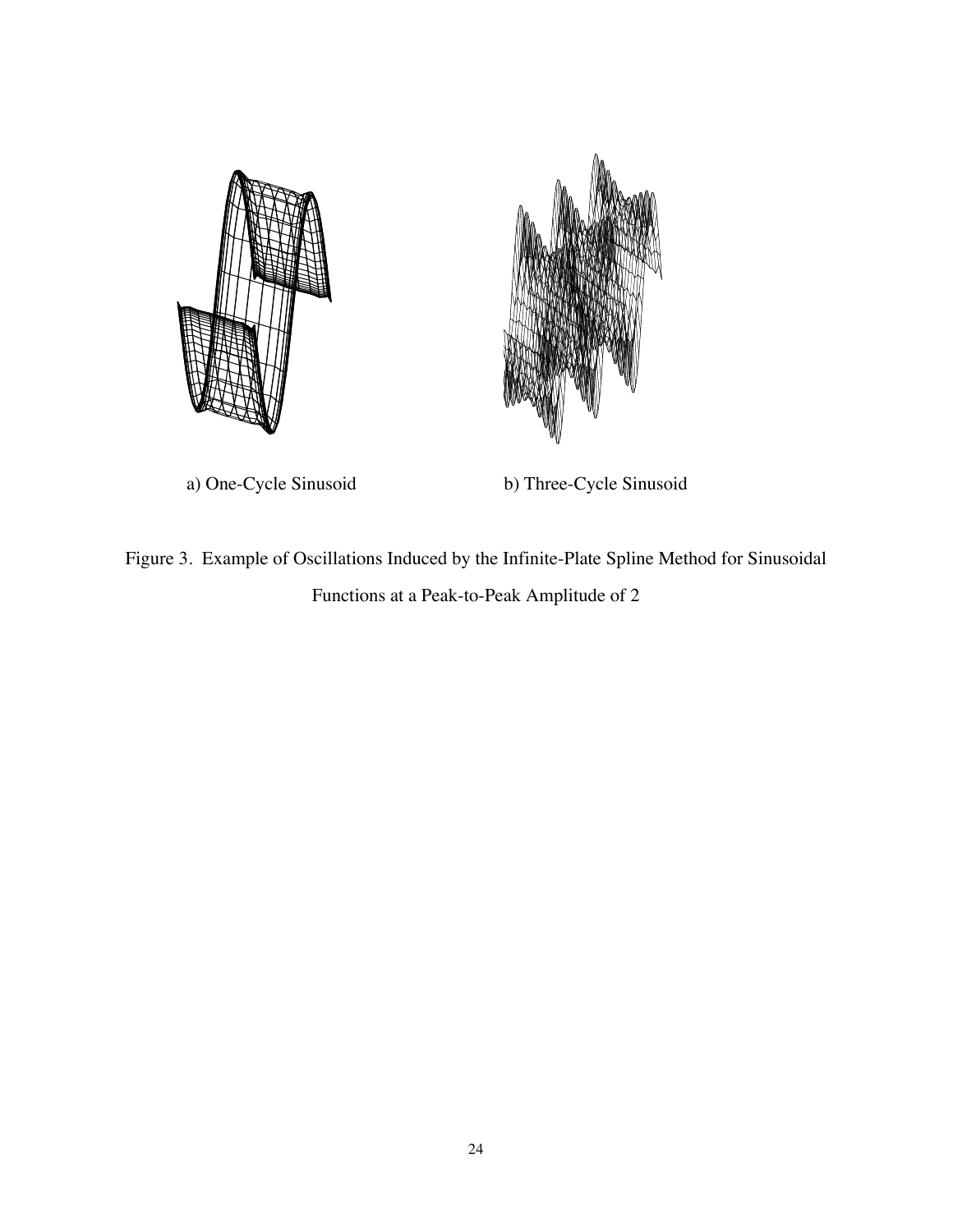a) One-Cycle Sinusoid

b) Three-Cycle Sinusoid

Figure 3. Example of Oscillations Induced by the Infinite-Plate Spline Method for Sinusoidal Functions at a Peak-to-Peak Amplitude of 2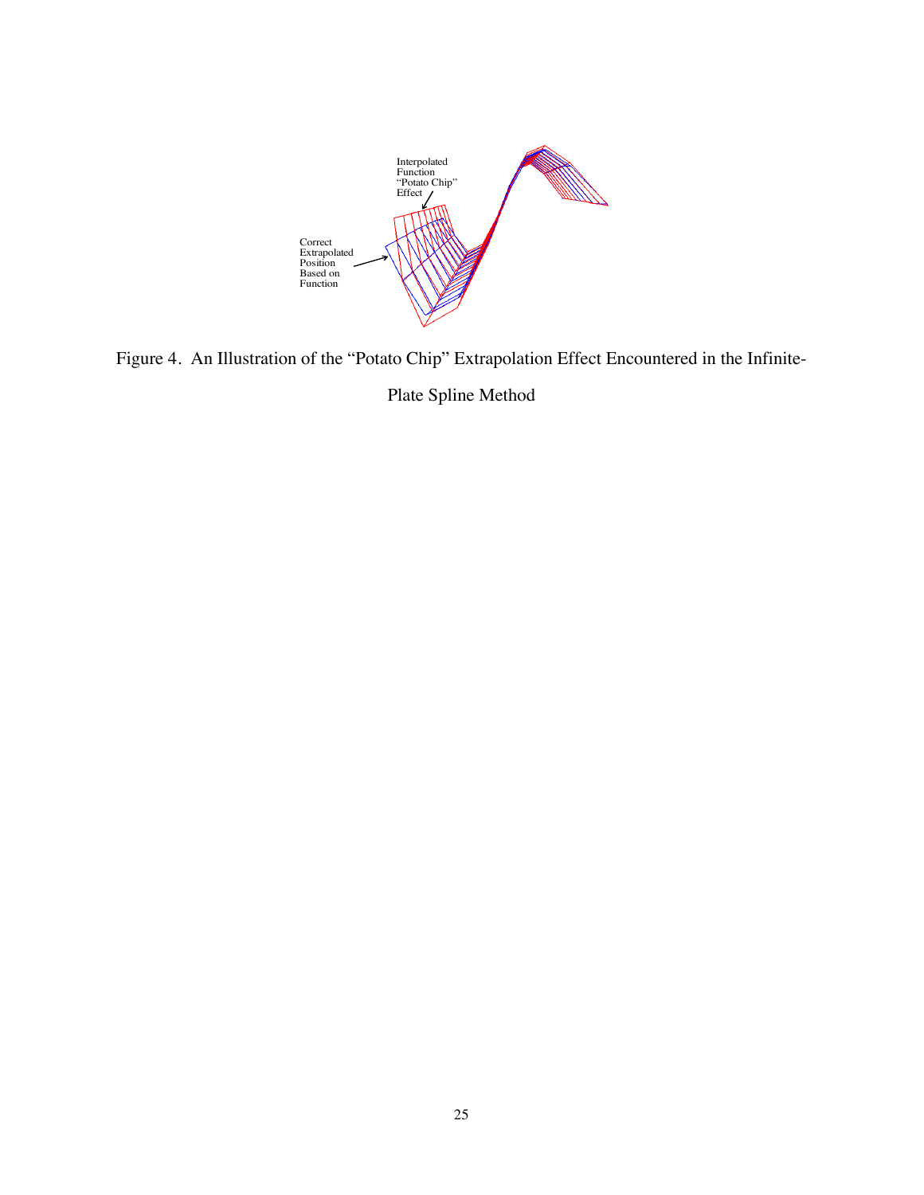Interpolated
Function
"Potato Chip"
Effect

Correct
Extrapolated
Position
Based on
Function

Figure 4. An Illustration of the "Potato Chip" Extrapolation Effect Encountered in the Infinite-Plate Spline Method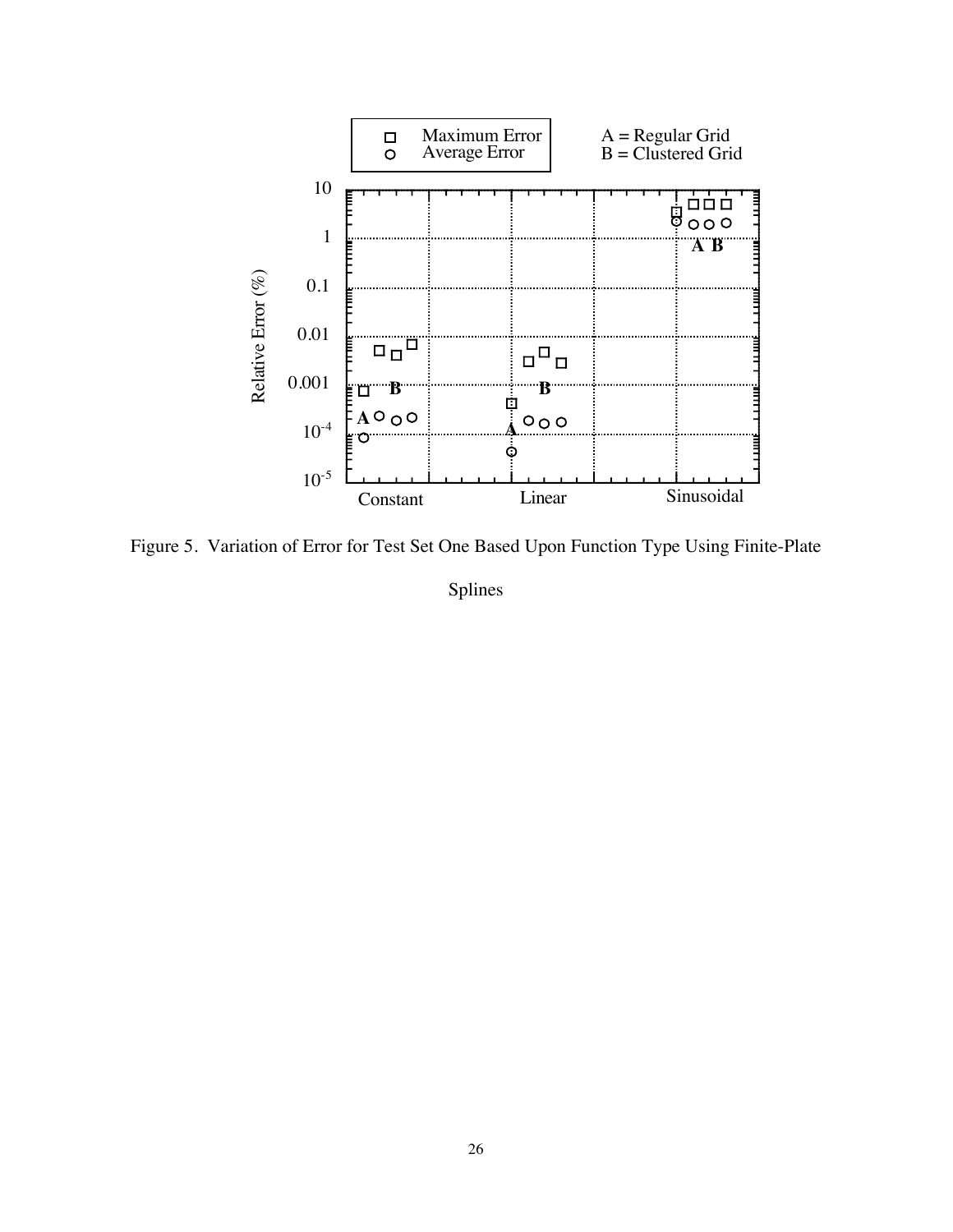Maximum Error
Average Error

A = Regular Grid
B = Clustered Grid

Relative Error (%)

10
1
0.1
0.01
0.001
$10^{-4}$
$10^{-5}$

A
B
A
B
A B

Constant
Linear
Sinusoidal

Figure 5. Variation of Error for Test Set One Based Upon Function Type Using Finite-Plate Splines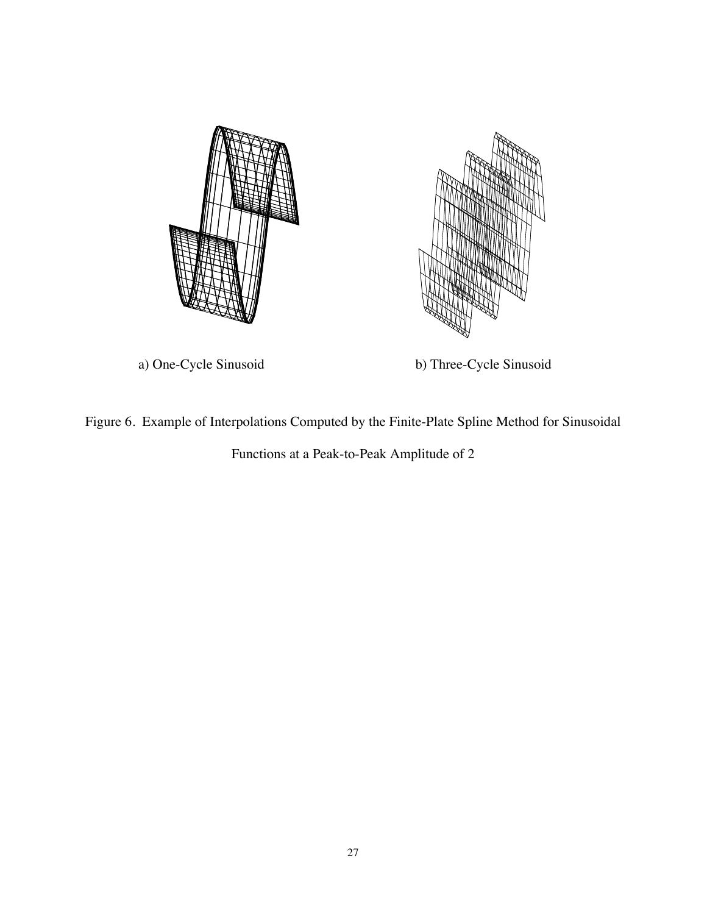a) One-Cycle Sinusoid

b) Three-Cycle Sinusoid

Figure 6. Example of Interpolations Computed by the Finite-Plate Spline Method for Sinusoidal Functions at a Peak-to-Peak Amplitude of 2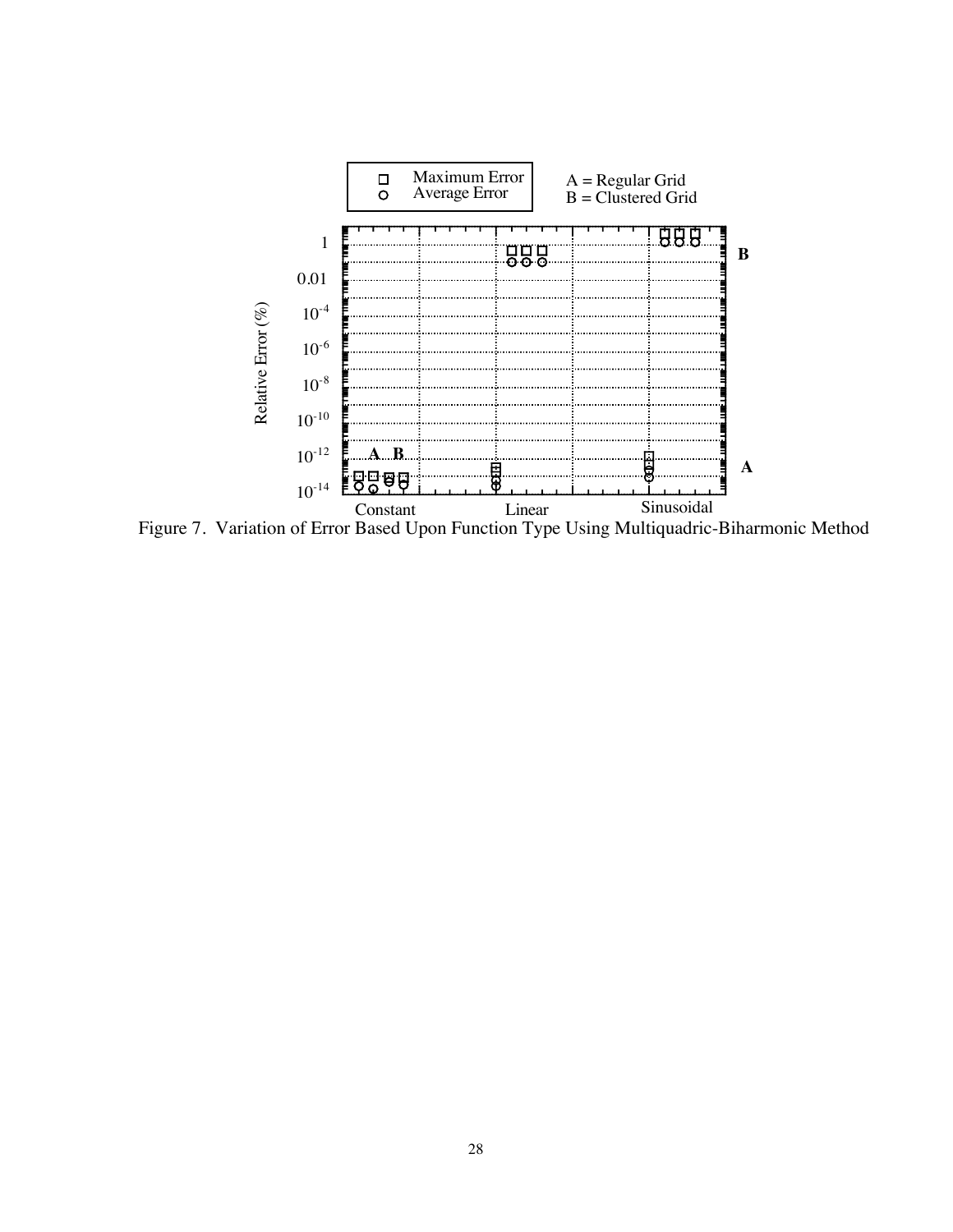Figure 7. Variation of Error Based Upon Function Type Using Multiquadric-Biharmonic Method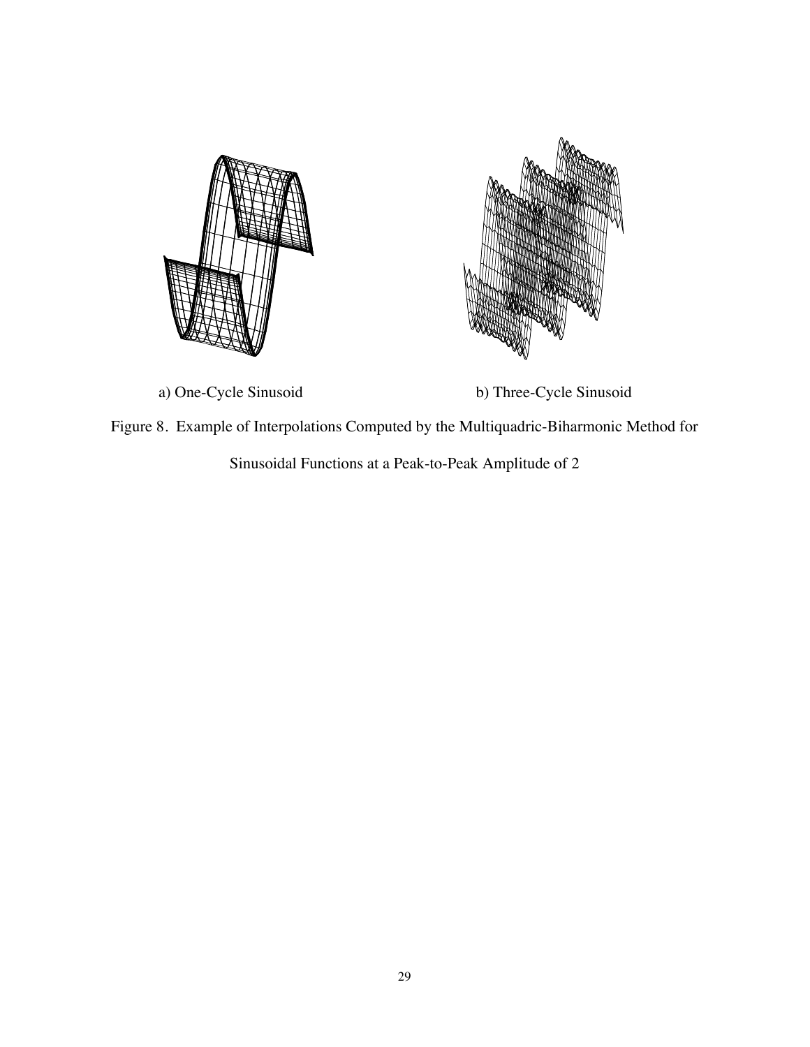a) One-Cycle Sinusoid

b) Three-Cycle Sinusoid

Figure 8. Example of Interpolations Computed by the Multiquadric-Biharmonic Method for Sinusoidal Functions at a Peak-to-Peak Amplitude of 2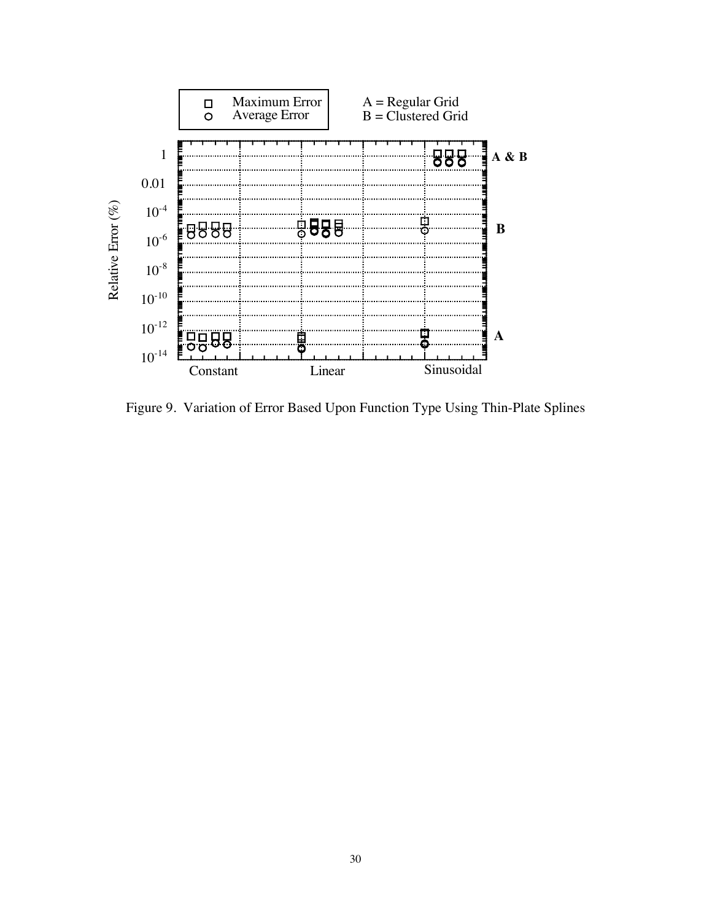Maximum Error
Average Error

A = Regular Grid
B = Clustered Grid

Relative Error (%)

1
0.01
$10^{-4}$
$10^{-6}$
$10^{-8}$
$10^{-10}$
$10^{-12}$
$10^{-14}$

Constant
Linear
Sinusoidal

**A & B**
**B**
**A**

Figure 9. Variation of Error Based Upon Function Type Using Thin-Plate Splines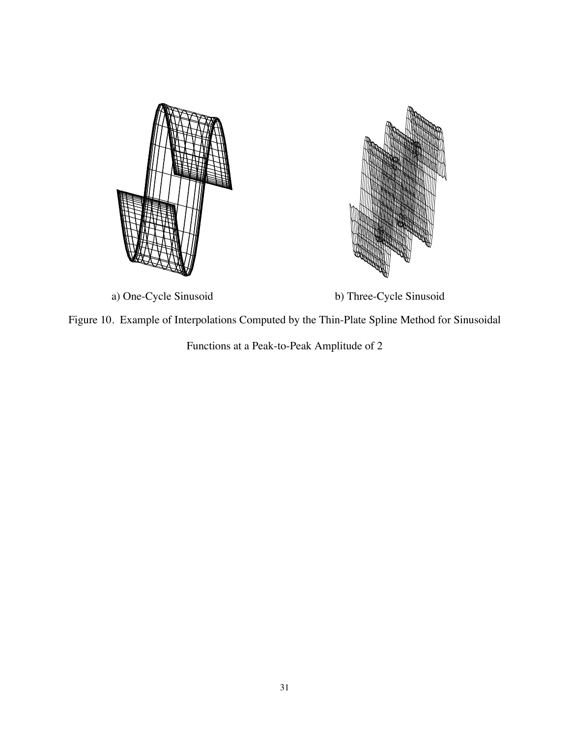a) One-Cycle Sinusoid

b) Three-Cycle Sinusoid

Figure 10. Example of Interpolations Computed by the Thin-Plate Spline Method for Sinusoidal Functions at a Peak-to-Peak Amplitude of 2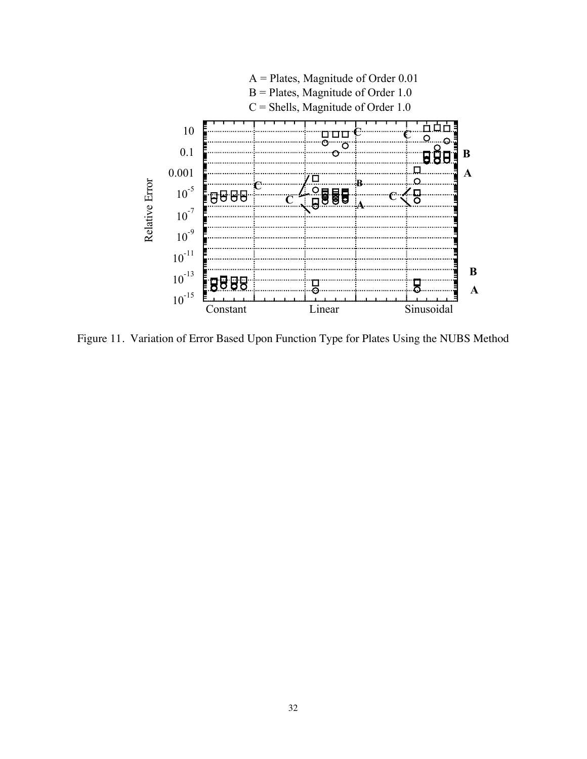A = Plates, Magnitude of Order 0.01

B = Plates, Magnitude of Order 1.0

C = Shells, Magnitude of Order 1.0

Relative Error

10

0.1

0.001

$10^{-5}$

$10^{-7}$

$10^{-9}$

$10^{-11}$

$10^{-13}$

$10^{-15}$

Constant

Linear

Sinusoidal

C

C

C

C

C

B

A

B

A

B

A

Figure 11. Variation of Error Based Upon Function Type for Plates Using the NUBS Method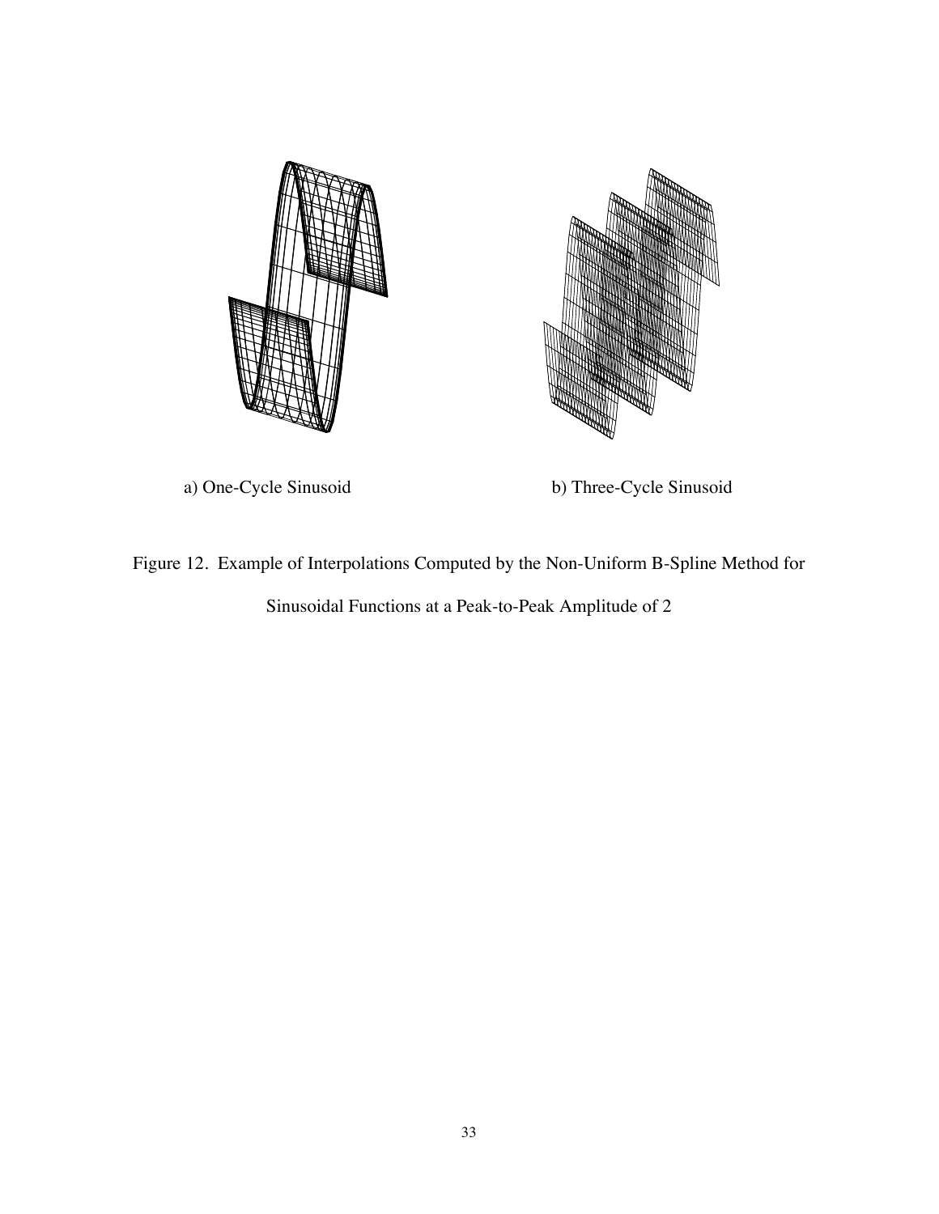a) One-Cycle Sinusoid

b) Three-Cycle Sinusoid

Figure 12. Example of Interpolations Computed by the Non-Uniform B-Spline Method for Sinusoidal Functions at a Peak-to-Peak Amplitude of 2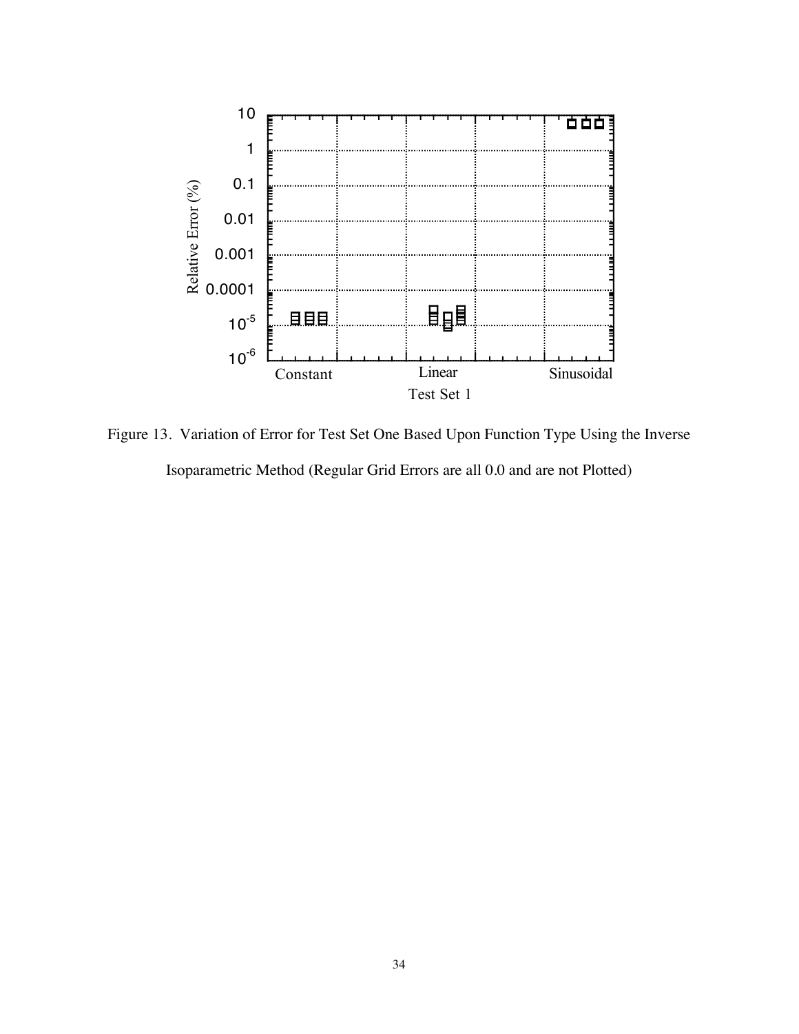10

1

0.1

0.01

0.001

0.0001

$10^{-5}$

$10^{-6}$

Relative Error (%)

Constant

Linear

Sinusoidal

Test Set 1

Figure 13. Variation of Error for Test Set One Based Upon Function Type Using the Inverse Isoparametric Method (Regular Grid Errors are all 0.0 and are not Plotted)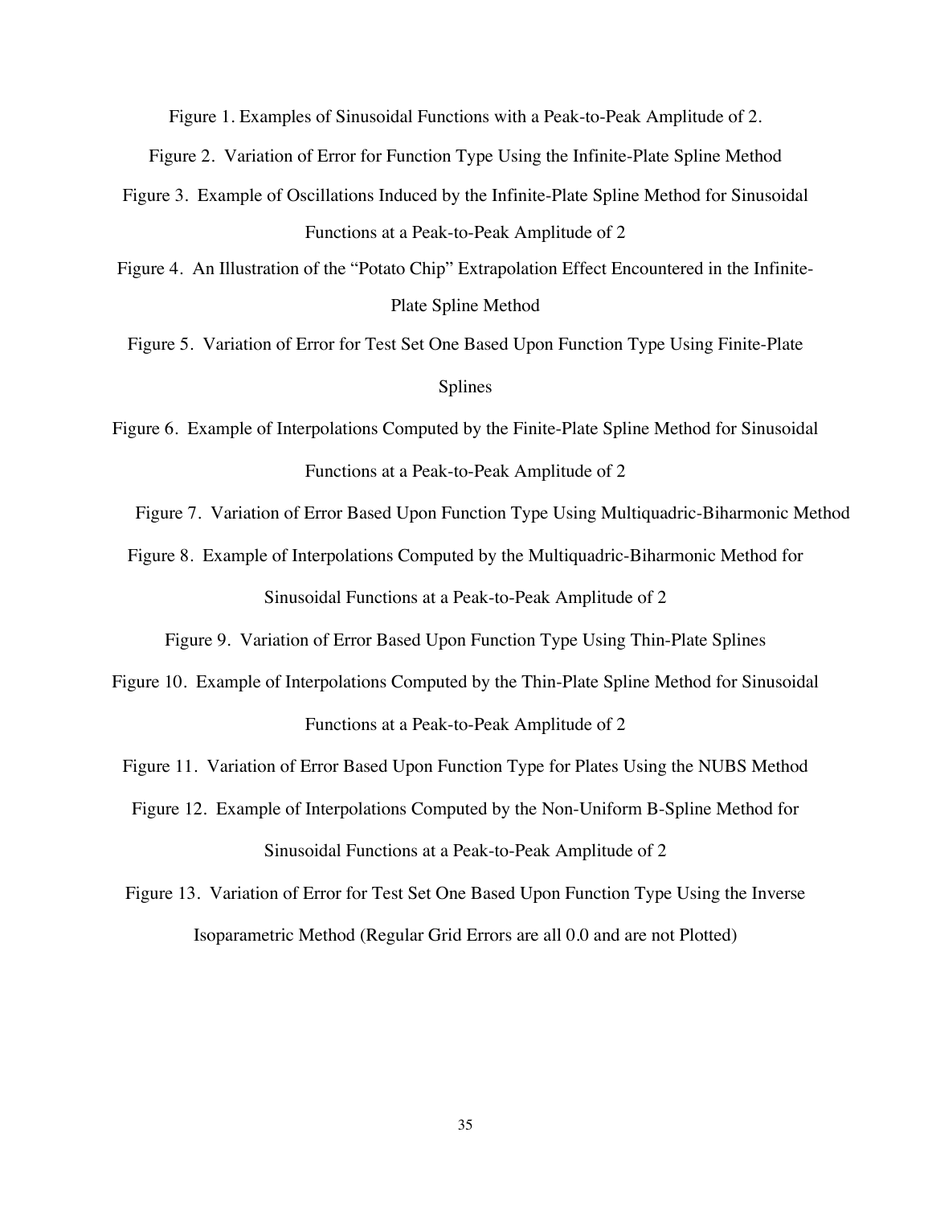Figure 1. Examples of Sinusoidal Functions with a Peak-to-Peak Amplitude of 2.

Figure 2. Variation of Error for Function Type Using the Infinite-Plate Spline Method

Figure 3. Example of Oscillations Induced by the Infinite-Plate Spline Method for Sinusoidal Functions at a Peak-to-Peak Amplitude of 2

Figure 4. An Illustration of the "Potato Chip" Extrapolation Effect Encountered in the Infinite-Plate Spline Method

Figure 5. Variation of Error for Test Set One Based Upon Function Type Using Finite-Plate Splines

Figure 6. Example of Interpolations Computed by the Finite-Plate Spline Method for Sinusoidal Functions at a Peak-to-Peak Amplitude of 2

Figure 7. Variation of Error Based Upon Function Type Using Multiquadric-Biharmonic Method

Figure 8. Example of Interpolations Computed by the Multiquadric-Biharmonic Method for Sinusoidal Functions at a Peak-to-Peak Amplitude of 2

Figure 9. Variation of Error Based Upon Function Type Using Thin-Plate Splines

Figure 10. Example of Interpolations Computed by the Thin-Plate Spline Method for Sinusoidal Functions at a Peak-to-Peak Amplitude of 2

Figure 11. Variation of Error Based Upon Function Type for Plates Using the NUBS Method

Figure 12. Example of Interpolations Computed by the Non-Uniform B-Spline Method for Sinusoidal Functions at a Peak-to-Peak Amplitude of 2

Figure 13. Variation of Error for Test Set One Based Upon Function Type Using the Inverse Isoparametric Method (Regular Grid Errors are all 0.0 and are not Plotted)